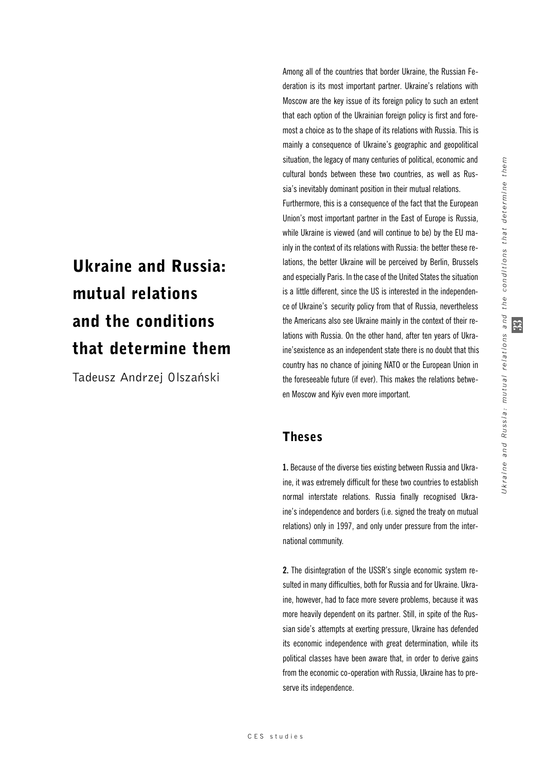# Ukraine and Russia: mutual relations and the conditions that determine them

Tadeusz Andrzej Olszański

Among all of the countries that border Ukraine, the Russian Federation is its most important partner. Ukraine's relations with Moscow are the key issue of its foreign policy to such an extent that each option of the Ukrainian foreign policy is first and foremost a choice as to the shape of its relations with Russia. This is mainly a consequence of Ukraine's geographic and geopolitical situation, the legacy of many centuries of political, economic and cultural bonds between these two countries, as well as Russia's inevitably dominant position in their mutual relations.

Furthermore, this is a consequence of the fact that the European Union's most important partner in the East of Europe is Russia, while Ukraine is viewed (and will continue to be) by the EU mainly in the context of its relations with Russia: the better these relations, the better Ukraine will be perceived by Berlin, Brussels and especially Paris. In the case of the United States the situation is a little different, since the US is interested in the independence of Ukraine's security policy from that of Russia, nevertheless the Americans also see Ukraine mainly in the context of their relations with Russia. On the other hand, after ten years of Ukraine'sexistence as an independent state there is no doubt that this country has no chance of joining NATO or the European Union in the foreseeable future (if ever). This makes the relations between Moscow and Kyiv even more important.

## Theses

**1.** Because of the diverse ties existing between Russia and Ukraine, it was extremely difficult for these two countries to establish normal interstate relations. Russia finally recognised Ukraine's independence and borders (i.e. signed the treaty on mutual relations) only in 1997, and only under pressure from the international community.

**2.** The disintegration of the USSR's single economic system resulted in many difficulties, both for Russia and for Ukraine. Ukraine, however, had to face more severe problems, because it was more heavily dependent on its partner. Still, in spite of the Russian side's attempts at exerting pressure, Ukraine has defended its economic independence with great determination, while its political classes have been aware that, in order to derive gains from the economic co-operation with Russia, Ukraine has to preserve its independence.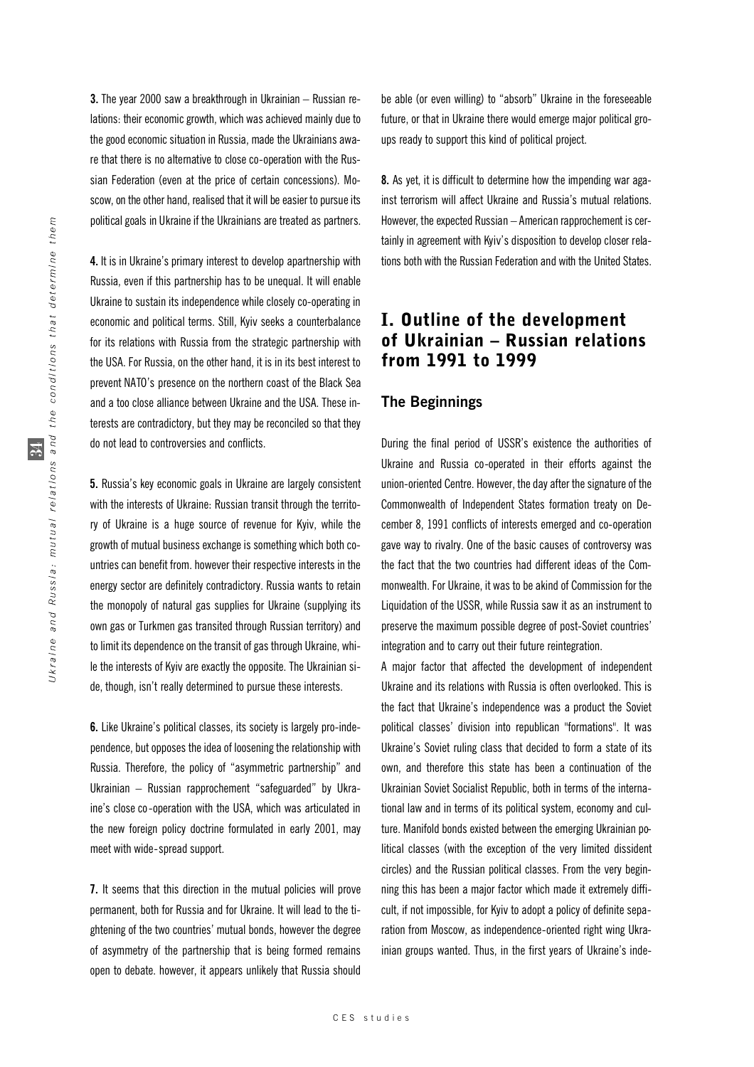**3.** The year 2000 saw a breakthrough in Ukrainian – Russian relations: their economic growth, which was achieved mainly due to the good economic situation in Russia, made the Ukrainians aware that there is no alternative to close co-operation with the Russian Federation (even at the price of certain concessions). Moscow, on the other hand, realised that it will be easier to pursue its political goals in Ukraine if the Ukrainians are treated as partners.

**4.** It is in Ukraine's primary interest to develop apartnership with Russia, even if this partnership has to be unequal. It will enable Ukraine to sustain its independence while closely co-operating in economic and political terms. Still, Kyiv seeks a counterbalance for its relations with Russia from the strategic partnership with the USA. For Russia, on the other hand, it is in its best interest to prevent NATO's presence on the northern coast of the Black Sea and a too close alliance between Ukraine and the USA. These interests are contradictory, but they may be reconciled so that they do not lead to controversies and conflicts.

**5.** Russia's key economic goals in Ukraine are largely consistent with the interests of Ukraine: Russian transit through the territory of Ukraine is a huge source of revenue for Kyiv, while the growth of mutual business exchange is something which both countries can benefit from. however their respective interests in the energy sector are definitely contradictory. Russia wants to retain the monopoly of natural gas supplies for Ukraine (supplying its own gas or Turkmen gas transited through Russian territory) and to limit its dependence on the transit of gas through Ukraine, while the interests of Kyiv are exactly the opposite. The Ukrainian side, though, isn't really determined to pursue these interests.

**6.** Like Ukraine's political classes, its society is largely pro-independence, but opposes the idea of loosening the relationship with Russia. Therefore, the policy of "asymmetric partnership" and Ukrainian – Russian rapprochement "safeguarded" by Ukraine's close co-operation with the USA, which was articulated in the new foreign policy doctrine formulated in early 2001, may meet with wide-spread support.

**7.** It seems that this direction in the mutual policies will prove permanent, both for Russia and for Ukraine. It will lead to the tightening of the two countries' mutual bonds, however the degree of asymmetry of the partnership that is being formed remains open to debate. however, it appears unlikely that Russia should be able (or even willing) to "absorb" Ukraine in the foreseeable future, or that in Ukraine there would emerge major political groups ready to support this kind of political project.

**8.** As yet, it is difficult to determine how the impending war against terrorism will affect Ukraine and Russia's mutual relations. However, the expected Russian – American rapprochement is certainly in agreement with Kyiv's disposition to develop closer relations both with the Russian Federation and with the United States.

# I. Outline of the development of Ukrainian – Russian relations from 1991 to 1999

## The Beginnings

During the final period of USSR's existence the authorities of Ukraine and Russia co-operated in their efforts against the union-oriented Centre. However, the day after the signature of the Commonwealth of Independent States formation treaty on December 8, 1991 conflicts of interests emerged and co-operation gave way to rivalry. One of the basic causes of controversy was the fact that the two countries had different ideas of the Commonwealth. For Ukraine, it was to be akind of Commission for the Liquidation of the USSR, while Russia saw it as an instrument to preserve the maximum possible degree of post-Soviet countries' integration and to carry out their future reintegration.

A major factor that affected the development of independent Ukraine and its relations with Russia is often overlooked. This is the fact that Ukraine's independence was a product the Soviet political classes' division into republican "formations". It was Ukraine's Soviet ruling class that decided to form a state of its own, and therefore this state has been a continuation of the Ukrainian Soviet Socialist Republic, both in terms of the international law and in terms of its political system, economy and culture. Manifold bonds existed between the emerging Ukrainian political classes (with the exception of the very limited dissident circles) and the Russian political classes. From the very beginning this has been a major factor which made it extremely difficult, if not impossible, for Kyiv to adopt a policy of definite separation from Moscow, as independence-oriented right wing Ukrainian groups wanted. Thus, in the first years of Ukraine's inde-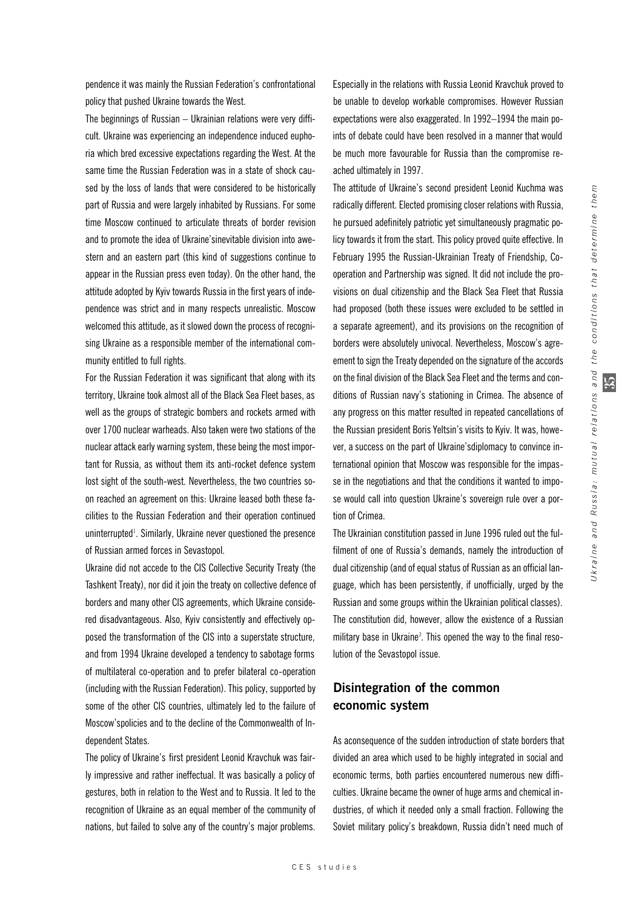pendence it was mainly the Russian Federation's confrontational policy that pushed Ukraine towards the West.

The beginnings of Russian – Ukrainian relations were very difficult. Ukraine was experiencing an independence induced euphoria which bred excessive expectations regarding the West. At the same time the Russian Federation was in a state of shock caused by the loss of lands that were considered to be historically part of Russia and were largely inhabited by Russians. For some time Moscow continued to articulate threats of border revision and to promote the idea of Ukraine'sinevitable division into awestern and an eastern part (this kind of suggestions continue to appear in the Russian press even today). On the other hand, the attitude adopted by Kyiv towards Russia in the first years of independence was strict and in many respects unrealistic. Moscow welcomed this attitude, as it slowed down the process of recognising Ukraine as a responsible member of the international community entitled to full rights.

For the Russian Federation it was significant that along with its territory, Ukraine took almost all of the Black Sea Fleet bases, as well as the groups of strategic bombers and rockets armed with over 1700 nuclear warheads. Also taken were two stations of the nuclear attack early warning system, these being the most important for Russia, as without them its anti-rocket defence system lost sight of the south-west. Nevertheless, the two countries soon reached an agreement on this: Ukraine leased both these facilities to the Russian Federation and their operation continued uninterrupted[1]. Similarly, Ukraine never questioned the presence of Russian armed forces in Sevastopol.

Ukraine did not accede to the CIS Collective Security Treaty (the Tashkent Treaty), nor did it join the treaty on collective defence of borders and many other CIS agreements, which Ukraine considered disadvantageous. Also, Kyiv consistently and effectively opposed the transformation of the CIS into a superstate structure, and from 1994 Ukraine developed a tendency to sabotage forms of multilateral co-operation and to prefer bilateral co-operation (including with the Russian Federation). This policy, supported by some of the other CIS countries, ultimately led to the failure of Moscow'spolicies and to the decline of the Commonwealth of Independent States.

The policy of Ukraine's first president Leonid Kravchuk was fairly impressive and rather ineffectual. It was basically a policy of gestures, both in relation to the West and to Russia. It led to the recognition of Ukraine as an equal member of the community of nations, but failed to solve any of the country's major problems. Especially in the relations with Russia Leonid Kravchuk proved to be unable to develop workable compromises. However Russian expectations were also exaggerated. In 1992–1994 the main points of debate could have been resolved in a manner that would be much more favourable for Russia than the compromise reached ultimately in 1997.

The attitude of Ukraine's second president Leonid Kuchma was radically different. Elected promising closer relations with Russia, he pursued adefinitely patriotic yet simultaneously pragmatic policy towards it from the start. This policy proved quite effective. In February 1995 the Russian-Ukrainian Treaty of Friendship, Cooperation and Partnership was signed. It did not include the provisions on dual citizenship and the Black Sea Fleet that Russia had proposed (both these issues were excluded to be settled in a separate agreement), and its provisions on the recognition of borders were absolutely univocal. Nevertheless, Moscow's agreement to sign the Treaty depended on the signature of the accords on the final division of the Black Sea Fleet and the terms and conditions of Russian navy's stationing in Crimea. The absence of any progress on this matter resulted in repeated cancellations of the Russian president Boris Yeltsin's visits to Kyiv. It was, however, a success on the part of Ukraine'sdiplomacy to convince international opinion that Moscow was responsible for the impasse in the negotiations and that the conditions it wanted to impose would call into question Ukraine's sovereign rule over a portion of Crimea.

The Ukrainian constitution passed in June 1996 ruled out the fulfilment of one of Russia's demands, namely the introduction of dual citizenship (and of equal status of Russian as an official language, which has been persistently, if unofficially, urged by the Russian and some groups within the Ukrainian political classes). The constitution did, however, allow the existence of a Russian military base in Ukraine[2]. This opened the way to the final resolution of the Sevastopol issue.

## Disintegration of the common economic system

As aconsequence of the sudden introduction of state borders that divided an area which used to be highly integrated in social and economic terms, both parties encountered numerous new difficulties. Ukraine became the owner of huge arms and chemical industries, of which it needed only a small fraction. Following the Soviet military policy's breakdown, Russia didn't need much of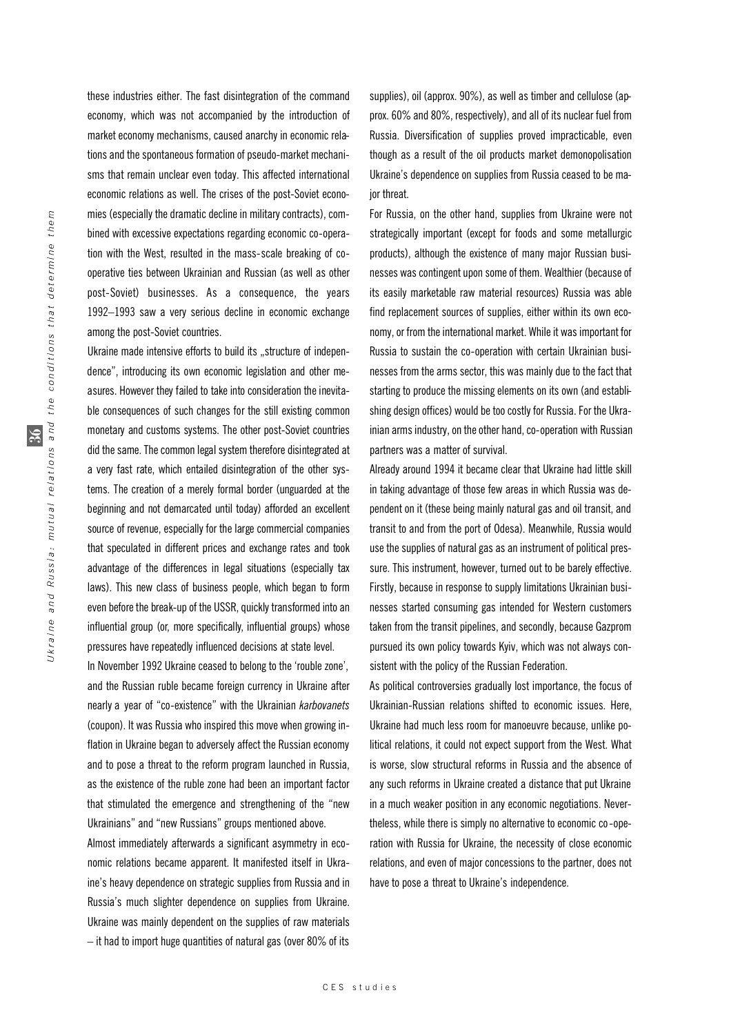these industries either. The fast disintegration of the command economy, which was not accompanied by the introduction of market economy mechanisms, caused anarchy in economic relations and the spontaneous formation of pseudo-market mechanisms that remain unclear even today. This affected international economic relations as well. The crises of the post-Soviet economies (especially the dramatic decline in military contracts), combined with excessive expectations regarding economic co-operation with the West, resulted in the mass-scale breaking of co-operative ties between Ukrainian and Russian (as well as other post-Soviet) businesses. As a consequence, the years 1992–1993 saw a very serious decline in economic exchange among the post-Soviet countries.

Ukraine made intensive efforts to build its „structure of independence", introducing its own economic legislation and other measures. However they failed to take into consideration the inevitable consequences of such changes for the still existing common monetary and customs systems. The other post-Soviet countries did the same. The common legal system therefore disintegrated at a very fast rate, which entailed disintegration of the other systems. The creation of a merely formal border (unguarded at the beginning and not demarcated until today) afforded an excellent source of revenue, especially for the large commercial companies that speculated in different prices and exchange rates and took advantage of the differences in legal situations (especially tax laws). This new class of business people, which began to form even before the break-up of the USSR, quickly transformed into an influential group (or, more specifically, influential groups) whose pressures have repeatedly influenced decisions at state level.

In November 1992 Ukraine ceased to belong to the 'rouble zone', and the Russian ruble became foreign currency in Ukraine after nearly a year of "co-existence" with the Ukrainian *karbovanets* (coupon). It was Russia who inspired this move when growing inflation in Ukraine began to adversely affect the Russian economy and to pose a threat to the reform program launched in Russia, as the existence of the ruble zone had been an important factor that stimulated the emergence and strengthening of the "new Ukrainians" and "new Russians" groups mentioned above.

Almost immediately afterwards a significant asymmetry in economic relations became apparent. It manifested itself in Ukraine's heavy dependence on strategic supplies from Russia and in Russia's much slighter dependence on supplies from Ukraine. Ukraine was mainly dependent on the supplies of raw materials – it had to import huge quantities of natural gas (over 80% of its supplies), oil (approx. 90%), as well as timber and cellulose (approx. 60% and 80%, respectively), and all of its nuclear fuel from Russia. Diversification of supplies proved impracticable, even though as a result of the oil products market demonopolisation Ukraine's dependence on supplies from Russia ceased to be major threat.

For Russia, on the other hand, supplies from Ukraine were not strategically important (except for foods and some metallurgic products), although the existence of many major Russian businesses was contingent upon some of them. Wealthier (because of its easily marketable raw material resources) Russia was able find replacement sources of supplies, either within its own economy, or from the international market. While it was important for Russia to sustain the co-operation with certain Ukrainian businesses from the arms sector, this was mainly due to the fact that starting to produce the missing elements on its own (and establishing design offices) would be too costly for Russia. For the Ukrainian arms industry, on the other hand, co-operation with Russian partners was a matter of survival.

Already around 1994 it became clear that Ukraine had little skill in taking advantage of those few areas in which Russia was dependent on it (these being mainly natural gas and oil transit, and transit to and from the port of Odesa). Meanwhile, Russia would use the supplies of natural gas as an instrument of political pressure. This instrument, however, turned out to be barely effective. Firstly, because in response to supply limitations Ukrainian businesses started consuming gas intended for Western customers taken from the transit pipelines, and secondly, because Gazprom pursued its own policy towards Kyiv, which was not always consistent with the policy of the Russian Federation.

As political controversies gradually lost importance, the focus of Ukrainian-Russian relations shifted to economic issues. Here, Ukraine had much less room for manoeuvre because, unlike political relations, it could not expect support from the West. What is worse, slow structural reforms in Russia and the absence of any such reforms in Ukraine created a distance that put Ukraine in a much weaker position in any economic negotiations. Nevertheless, while there is simply no alternative to economic co-operation with Russia for Ukraine, the necessity of close economic relations, and even of major concessions to the partner, does not have to pose a threat to Ukraine's independence.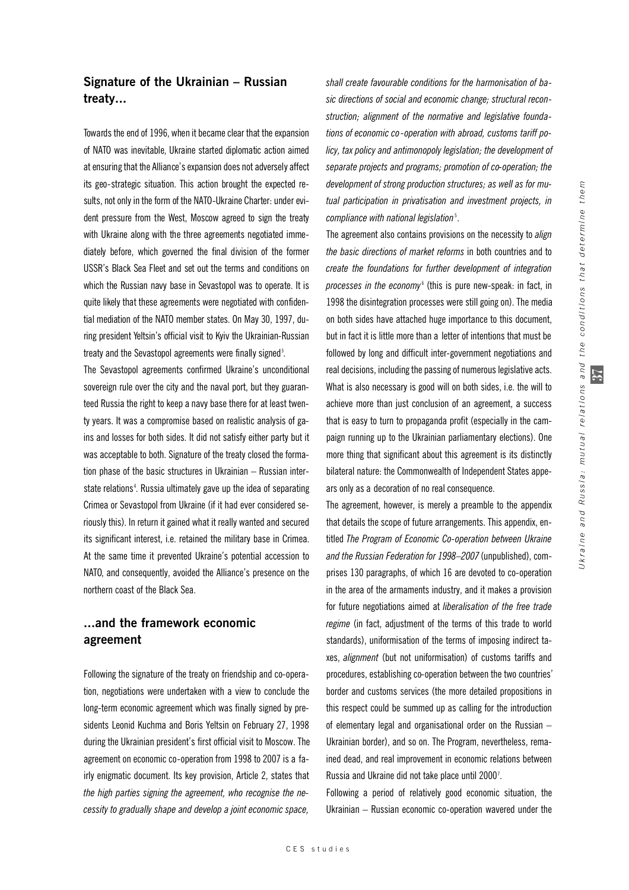## Signature of the Ukrainian – Russian treaty...

Towards the end of 1996, when it became clear that the expansion of NATO was inevitable, Ukraine started diplomatic action aimed at ensuring that the Alliance's expansion does not adversely affect its geo-strategic situation. This action brought the expected results, not only in the form of the NATO-Ukraine Charter: under evident pressure from the West, Moscow agreed to sign the treaty with Ukraine along with the three agreements negotiated immediately before, which governed the final division of the former USSR's Black Sea Fleet and set out the terms and conditions on which the Russian navy base in Sevastopol was to operate. It is quite likely that these agreements were negotiated with confidential mediation of the NATO member states. On May 30, 1997, during president Yeltsin's official visit to Kyiv the Ukrainian-Russian treaty and the Sevastopol agreements were finally signed[3].

The Sevastopol agreements confirmed Ukraine's unconditional sovereign rule over the city and the naval port, but they guaranteed Russia the right to keep a navy base there for at least twenty years. It was a compromise based on realistic analysis of gains and losses for both sides. It did not satisfy either party but it was acceptable to both. Signature of the treaty closed the formation phase of the basic structures in Ukrainian – Russian interstate relations[4]. Russia ultimately gave up the idea of separating Crimea or Sevastopol from Ukraine (if it had ever considered seriously this). In return it gained what it really wanted and secured its significant interest, i.e. retained the military base in Crimea. At the same time it prevented Ukraine's potential accession to NATO, and consequently, avoided the Alliance's presence on the northern coast of the Black Sea.

## ...and the framework economic agreement

Following the signature of the treaty on friendship and co-operation, negotiations were undertaken with a view to conclude the long-term economic agreement which was finally signed by presidents Leonid Kuchma and Boris Yeltsin on February 27, 1998 during the Ukrainian president's first official visit to Moscow. The agreement on economic co-operation from 1998 to 2007 is a fairly enigmatic document. Its key provision, Article 2, states that *the high parties signing the agreement, who recognise the necessity to gradually shape and develop a joint economic space, shall create favourable conditions for the harmonisation of basic directions of social and economic change; structural reconstruction; alignment of the normative and legislative foundations of economic co-operation with abroad, customs tariff policy, tax policy and antimonopoly legislation; the development of separate projects and programs; promotion of co-operation; the development of strong production structures; as well as for mutual participation in privatisation and investment projects, in compliance with national legislation*[5].

The agreement also contains provisions on the necessity to *align the basic directions of market reforms* in both countries and to *create the foundations for further development of integration processes in the economy*[6] (this is pure new-speak: in fact, in 1998 the disintegration processes were still going on). The media on both sides have attached huge importance to this document, but in fact it is little more than a letter of intentions that must be followed by long and difficult inter-government negotiations and real decisions, including the passing of numerous legislative acts. What is also necessary is good will on both sides, i.e. the will to achieve more than just conclusion of an agreement, a success that is easy to turn to propaganda profit (especially in the campaign running up to the Ukrainian parliamentary elections). One more thing that significant about this agreement is its distinctly bilateral nature: the Commonwealth of Independent States appears only as a decoration of no real consequence.

The agreement, however, is merely a preamble to the appendix that details the scope of future arrangements. This appendix, entitled *The Program of Economic Co-operation between Ukraine and the Russian Federation for 1998–2007* (unpublished), comprises 130 paragraphs, of which 16 are devoted to co-operation in the area of the armaments industry, and it makes a provision for future negotiations aimed at *liberalisation of the free trade regime* (in fact, adjustment of the terms of this trade to world standards), uniformisation of the terms of imposing indirect taxes, *alignment* (but not uniformisation) of customs tariffs and procedures, establishing co-operation between the two countries' border and customs services (the more detailed propositions in this respect could be summed up as calling for the introduction of elementary legal and organisational order on the Russian – Ukrainian border), and so on. The Program, nevertheless, remained dead, and real improvement in economic relations between Russia and Ukraine did not take place until 2000[7].

Following a period of relatively good economic situation, the Ukrainian – Russian economic co-operation wavered under the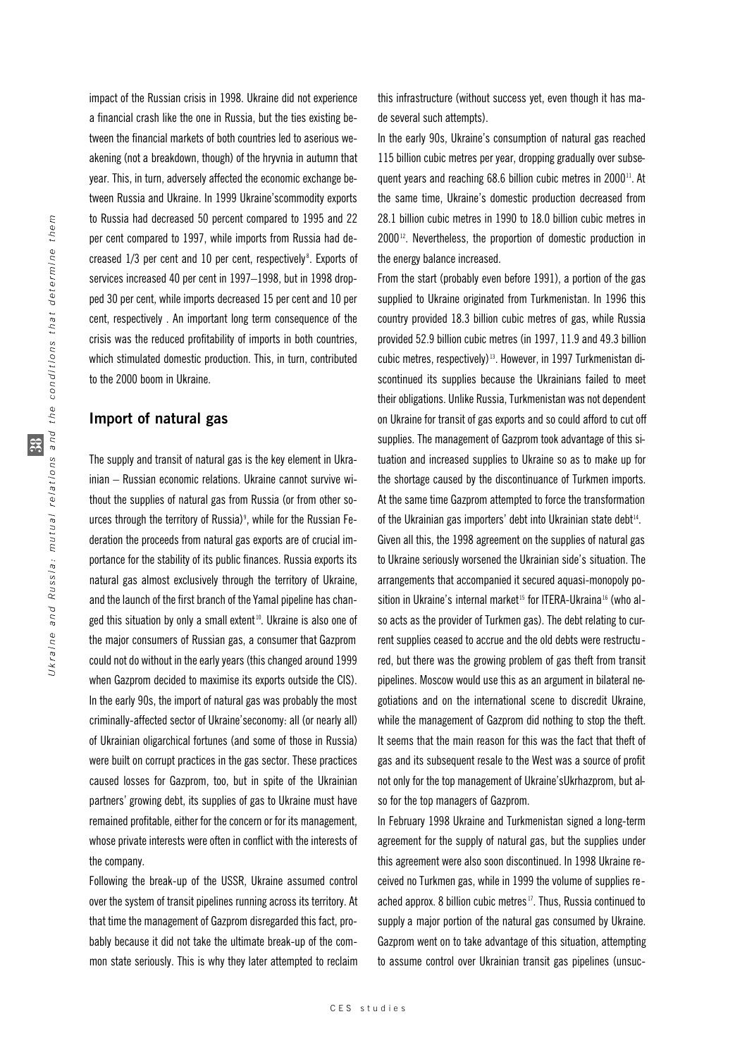impact of the Russian crisis in 1998. Ukraine did not experience a financial crash like the one in Russia, but the ties existing between the financial markets of both countries led to aserious weakening (not a breakdown, though) of the hryvnia in autumn that year. This, in turn, adversely affected the economic exchange between Russia and Ukraine. In 1999 Ukraine'scommodity exports to Russia had decreased 50 percent compared to 1995 and 22 per cent compared to 1997, while imports from Russia had decreased 1/3 per cent and 10 per cent, respectively[8]. Exports of services increased 40 per cent in 1997–1998, but in 1998 dropped 30 per cent, while imports decreased 15 per cent and 10 per cent, respectively . An important long term consequence of the crisis was the reduced profitability of imports in both countries, which stimulated domestic production. This, in turn, contributed to the 2000 boom in Ukraine.

## Import of natural gas

The supply and transit of natural gas is the key element in Ukrainian – Russian economic relations. Ukraine cannot survive without the supplies of natural gas from Russia (or from other sources through the territory of Russia)[9], while for the Russian Federation the proceeds from natural gas exports are of crucial importance for the stability of its public finances. Russia exports its natural gas almost exclusively through the territory of Ukraine, and the launch of the first branch of the Yamal pipeline has changed this situation by only a small extent[10]. Ukraine is also one of the major consumers of Russian gas, a consumer that Gazprom could not do without in the early years (this changed around 1999 when Gazprom decided to maximise its exports outside the CIS). In the early 90s, the import of natural gas was probably the most criminally-affected sector of Ukraine'seconomy: all (or nearly all) of Ukrainian oligarchical fortunes (and some of those in Russia) were built on corrupt practices in the gas sector. These practices caused losses for Gazprom, too, but in spite of the Ukrainian partners' growing debt, its supplies of gas to Ukraine must have remained profitable, either for the concern or for its management, whose private interests were often in conflict with the interests of the company.

Following the break-up of the USSR, Ukraine assumed control over the system of transit pipelines running across its territory. At that time the management of Gazprom disregarded this fact, probably because it did not take the ultimate break-up of the common state seriously. This is why they later attempted to reclaim this infrastructure (without success yet, even though it has made several such attempts).

In the early 90s, Ukraine's consumption of natural gas reached 115 billion cubic metres per year, dropping gradually over subsequent years and reaching 68.6 billion cubic metres in 2000[11]. At the same time, Ukraine's domestic production decreased from 28.1 billion cubic metres in 1990 to 18.0 billion cubic metres in 2000[12]. Nevertheless, the proportion of domestic production in the energy balance increased.

From the start (probably even before 1991), a portion of the gas supplied to Ukraine originated from Turkmenistan. In 1996 this country provided 18.3 billion cubic metres of gas, while Russia provided 52.9 billion cubic metres (in 1997, 11.9 and 49.3 billion cubic metres, respectively)[13]. However, in 1997 Turkmenistan discontinued its supplies because the Ukrainians failed to meet their obligations. Unlike Russia, Turkmenistan was not dependent on Ukraine for transit of gas exports and so could afford to cut off supplies. The management of Gazprom took advantage of this situation and increased supplies to Ukraine so as to make up for the shortage caused by the discontinuance of Turkmen imports. At the same time Gazprom attempted to force the transformation of the Ukrainian gas importers' debt into Ukrainian state debt[14].

Given all this, the 1998 agreement on the supplies of natural gas to Ukraine seriously worsened the Ukrainian side's situation. The arrangements that accompanied it secured aquasi-monopoly position in Ukraine's internal market[15] for ITERA-Ukraina[16] (who also acts as the provider of Turkmen gas). The debt relating to current supplies ceased to accrue and the old debts were restructured, but there was the growing problem of gas theft from transit pipelines. Moscow would use this as an argument in bilateral negotiations and on the international scene to discredit Ukraine, while the management of Gazprom did nothing to stop the theft. It seems that the main reason for this was the fact that theft of gas and its subsequent resale to the West was a source of profit not only for the top management of Ukraine'sUkrhazprom, but also for the top managers of Gazprom.

In February 1998 Ukraine and Turkmenistan signed a long-term agreement for the supply of natural gas, but the supplies under this agreement were also soon discontinued. In 1998 Ukraine received no Turkmen gas, while in 1999 the volume of supplies reached approx. 8 billion cubic metres[17]. Thus, Russia continued to supply a major portion of the natural gas consumed by Ukraine. Gazprom went on to take advantage of this situation, attempting to assume control over Ukrainian transit gas pipelines (unsuc-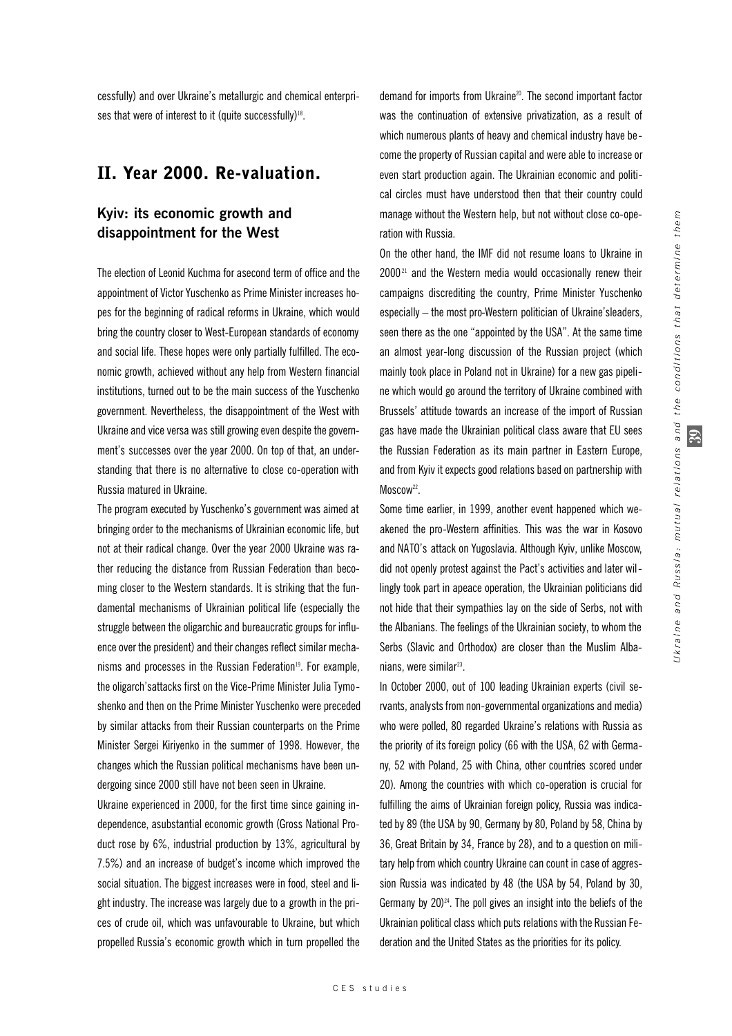cessfully) and over Ukraine's metallurgic and chemical enterprises that were of interest to it (quite successfully)[18].

## II. Year 2000. Re-valuation.

### Kyiv: its economic growth and disappointment for the West

The election of Leonid Kuchma for asecond term of office and the appointment of Victor Yuschenko as Prime Minister increases hopes for the beginning of radical reforms in Ukraine, which would bring the country closer to West-European standards of economy and social life. These hopes were only partially fulfilled. The economic growth, achieved without any help from Western financial institutions, turned out to be the main success of the Yuschenko government. Nevertheless, the disappointment of the West with Ukraine and vice versa was still growing even despite the government's successes over the year 2000. On top of that, an understanding that there is no alternative to close co-operation with Russia matured in Ukraine.

The program executed by Yuschenko's government was aimed at bringing order to the mechanisms of Ukrainian economic life, but not at their radical change. Over the year 2000 Ukraine was rather reducing the distance from Russian Federation than becoming closer to the Western standards. It is striking that the fundamental mechanisms of Ukrainian political life (especially the struggle between the oligarchic and bureaucratic groups for influence over the president) and their changes reflect similar mechanisms and processes in the Russian Federation[19]. For example, the oligarch'sattacks first on the Vice-Prime Minister Julia Tymoshenko and then on the Prime Minister Yuschenko were preceded by similar attacks from their Russian counterparts on the Prime Minister Sergei Kiriyenko in the summer of 1998. However, the changes which the Russian political mechanisms have been undergoing since 2000 still have not been seen in Ukraine.

Ukraine experienced in 2000, for the first time since gaining independence, asubstantial economic growth (Gross National Product rose by 6%, industrial production by 13%, agricultural by 7.5%) and an increase of budget's income which improved the social situation. The biggest increases were in food, steel and light industry. The increase was largely due to a growth in the prices of crude oil, which was unfavourable to Ukraine, but which propelled Russia's economic growth which in turn propelled the demand for imports from Ukraine[20]. The second important factor was the continuation of extensive privatization, as a result of which numerous plants of heavy and chemical industry have become the property of Russian capital and were able to increase or even start production again. The Ukrainian economic and political circles must have understood then that their country could manage without the Western help, but not without close co-operation with Russia.

On the other hand, the IMF did not resume loans to Ukraine in 2000[21] and the Western media would occasionally renew their campaigns discrediting the country, Prime Minister Yuschenko especially – the most pro-Western politician of Ukraine'sleaders, seen there as the one "appointed by the USA". At the same time an almost year-long discussion of the Russian project (which mainly took place in Poland not in Ukraine) for a new gas pipeline which would go around the territory of Ukraine combined with Brussels' attitude towards an increase of the import of Russian gas have made the Ukrainian political class aware that EU sees the Russian Federation as its main partner in Eastern Europe, and from Kyiv it expects good relations based on partnership with Moscow[22].

Some time earlier, in 1999, another event happened which weakened the pro-Western affinities. This was the war in Kosovo and NATO's attack on Yugoslavia. Although Kyiv, unlike Moscow, did not openly protest against the Pact's activities and later willingly took part in apeace operation, the Ukrainian politicians did not hide that their sympathies lay on the side of Serbs, not with the Albanians. The feelings of the Ukrainian society, to whom the Serbs (Slavic and Orthodox) are closer than the Muslim Albanians, were similar[23].

In October 2000, out of 100 leading Ukrainian experts (civil servants, analysts from non-governmental organizations and media) who were polled, 80 regarded Ukraine's relations with Russia as the priority of its foreign policy (66 with the USA, 62 with Germany, 52 with Poland, 25 with China, other countries scored under 20). Among the countries with which co-operation is crucial for fulfilling the aims of Ukrainian foreign policy, Russia was indicated by 89 (the USA by 90, Germany by 80, Poland by 58, China by 36, Great Britain by 34, France by 28), and to a question on military help from which country Ukraine can count in case of aggression Russia was indicated by 48 (the USA by 54, Poland by 30, Germany by 20)[24]. The poll gives an insight into the beliefs of the Ukrainian political class which puts relations with the Russian Federation and the United States as the priorities for its policy.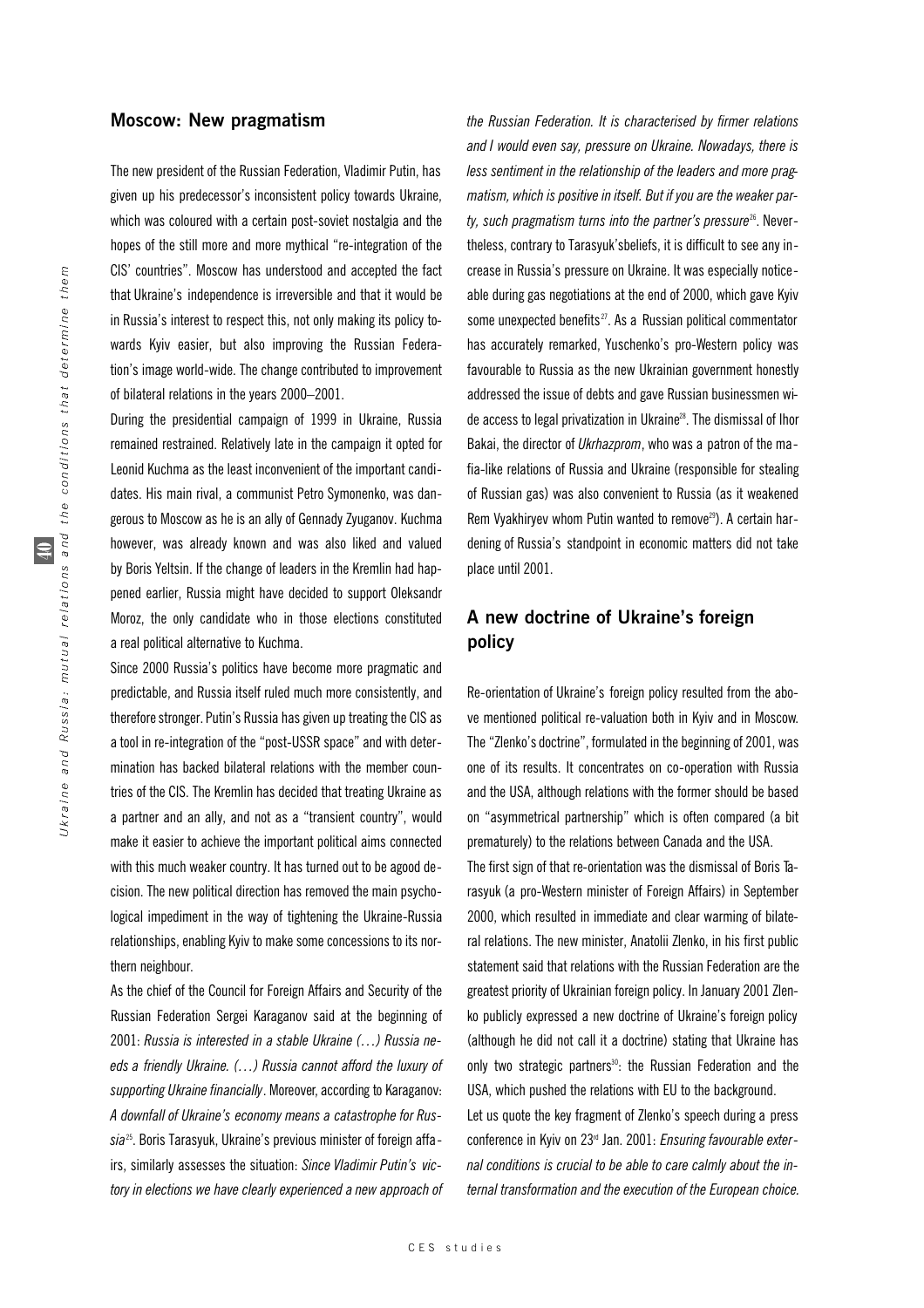## Moscow: New pragmatism

The new president of the Russian Federation, Vladimir Putin, has given up his predecessor's inconsistent policy towards Ukraine, which was coloured with a certain post-soviet nostalgia and the hopes of the still more and more mythical "re-integration of the CIS' countries". Moscow has understood and accepted the fact that Ukraine's independence is irreversible and that it would be in Russia's interest to respect this, not only making its policy towards Kyiv easier, but also improving the Russian Federation's image world-wide. The change contributed to improvement of bilateral relations in the years 2000–2001.

During the presidential campaign of 1999 in Ukraine, Russia remained restrained. Relatively late in the campaign it opted for Leonid Kuchma as the least inconvenient of the important candidates. His main rival, a communist Petro Symonenko, was dangerous to Moscow as he is an ally of Gennady Zyuganov. Kuchma however, was already known and was also liked and valued by Boris Yeltsin. If the change of leaders in the Kremlin had happened earlier, Russia might have decided to support Oleksandr Moroz, the only candidate who in those elections constituted a real political alternative to Kuchma.

Since 2000 Russia's politics have become more pragmatic and predictable, and Russia itself ruled much more consistently, and therefore stronger. Putin's Russia has given up treating the CIS as a tool in re-integration of the "post-USSR space" and with determination has backed bilateral relations with the member countries of the CIS. The Kremlin has decided that treating Ukraine as a partner and an ally, and not as a "transient country", would make it easier to achieve the important political aims connected with this much weaker country. It has turned out to be agood decision. The new political direction has removed the main psychological impediment in the way of tightening the Ukraine-Russia relationships, enabling Kyiv to make some concessions to its northern neighbour.

As the chief of the Council for Foreign Affairs and Security of the Russian Federation Sergei Karaganov said at the beginning of 2001: *Russia is interested in a stable Ukraine (…) Russia needs a friendly Ukraine. (…) Russia cannot afford the luxury of supporting Ukraine financially*. Moreover, according to Karaganov: *A downfall of Ukraine's economy means a catastrophe for Russia*[25]. Boris Tarasyuk, Ukraine's previous minister of foreign affairs, similarly assesses the situation: *Since Vladimir Putin's victory in elections we have clearly experienced a new approach of the Russian Federation. It is characterised by firmer relations and I would even say, pressure on Ukraine. Nowadays, there is less sentiment in the relationship of the leaders and more pragmatism, which is positive in itself. But if you are the weaker party, such pragmatism turns into the partner's pressure*[26]. Nevertheless, contrary to Tarasyuk'sbeliefs, it is difficult to see any increase in Russia's pressure on Ukraine. It was especially noticeable during gas negotiations at the end of 2000, which gave Kyiv some unexpected benefits[27]. As a Russian political commentator has accurately remarked, Yuschenko's pro-Western policy was favourable to Russia as the new Ukrainian government honestly addressed the issue of debts and gave Russian businessmen wide access to legal privatization in Ukraine[28]. The dismissal of Ihor Bakai, the director of *Ukrhazprom*, who was a patron of the mafia-like relations of Russia and Ukraine (responsible for stealing of Russian gas) was also convenient to Russia (as it weakened Rem Vyakhiryev whom Putin wanted to remove[29]). A certain hardening of Russia's standpoint in economic matters did not take place until 2001.

## A new doctrine of Ukraine's foreign policy

Re-orientation of Ukraine's foreign policy resulted from the above mentioned political re-valuation both in Kyiv and in Moscow. The "Zlenko's doctrine", formulated in the beginning of 2001, was one of its results. It concentrates on co-operation with Russia and the USA, although relations with the former should be based on "asymmetrical partnership" which is often compared (a bit prematurely) to the relations between Canada and the USA.

The first sign of that re-orientation was the dismissal of Boris Tarasyuk (a pro-Western minister of Foreign Affairs) in September 2000, which resulted in immediate and clear warming of bilateral relations. The new minister, Anatolii Zlenko, in his first public statement said that relations with the Russian Federation are the greatest priority of Ukrainian foreign policy. In January 2001 Zlenko publicly expressed a new doctrine of Ukraine's foreign policy (although he did not call it a doctrine) stating that Ukraine has only two strategic partners[30]: the Russian Federation and the USA, which pushed the relations with EU to the background.

Let us quote the key fragment of Zlenko's speech during a press conference in Kyiv on 23rd Jan. 2001: *Ensuring favourable external conditions is crucial to be able to care calmly about the internal transformation and the execution of the European choice.*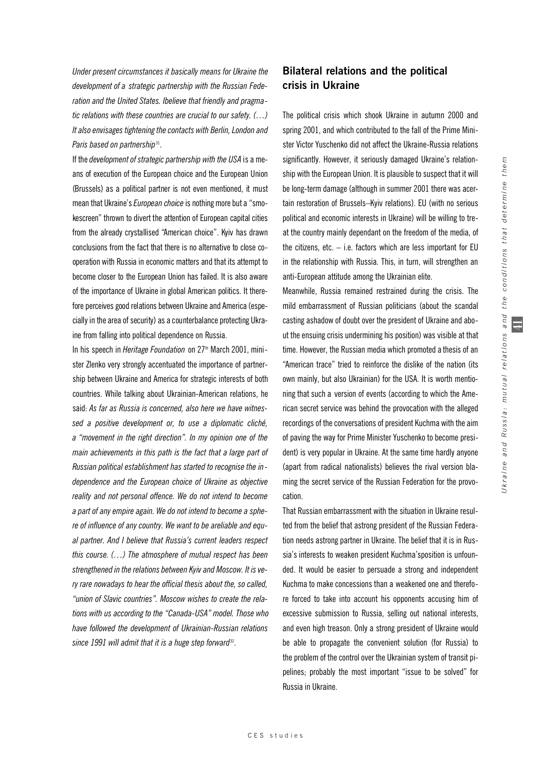*Under present circumstances it basically means for Ukraine the development of a strategic partnership with the Russian Federation and the United States. Ibelieve that friendly and pragmatic relations with these countries are crucial to our safety. (…) It also envisages tightening the contacts with Berlin, London and Paris based on partnership*[31].

If the *development of strategic partnership with the USA* is a means of execution of the European choice and the European Union (Brussels) as a political partner is not even mentioned, it must mean that Ukraine's *European choice* is nothing more but a "smokescreen" thrown to divert the attention of European capital cities from the already crystallised "American choice". Kyiv has drawn conclusions from the fact that there is no alternative to close cooperation with Russia in economic matters and that its attempt to become closer to the European Union has failed. It is also aware of the importance of Ukraine in global American politics. It therefore perceives good relations between Ukraine and America (especially in the area of security) as a counterbalance protecting Ukraine from falling into political dependence on Russia.

In his speech in *Heritage Foundation* on 27th March 2001, minister Zlenko very strongly accentuated the importance of partnership between Ukraine and America for strategic interests of both countries. While talking about Ukrainian-American relations, he said: *As far as Russia is concerned, also here we have witnessed a positive development or, to use a diplomatic cliché, a "movement in the right direction". In my opinion one of the main achievements in this path is the fact that a large part of Russian political establishment has started to recognise the independence and the European choice of Ukraine as objective reality and not personal offence. We do not intend to become a part of any empire again. We do not intend to become a sphere of influence of any country. We want to be areliable and equal partner. And I believe that Russia's current leaders respect this course. (…) The atmosphere of mutual respect has been strengthened in the relations between Kyiv and Moscow. It is very rare nowadays to hear the official thesis about the, so called, "union of Slavic countries". Moscow wishes to create the relations with us according to the "Canada-USA" model. Those who have followed the development of Ukrainian-Russian relations since 1991 will admit that it is a huge step forward*[32].

## Bilateral relations and the political crisis in Ukraine

The political crisis which shook Ukraine in autumn 2000 and spring 2001, and which contributed to the fall of the Prime Minister Victor Yuschenko did not affect the Ukraine-Russia relations significantly. However, it seriously damaged Ukraine's relationship with the European Union. It is plausible to suspect that it will be long-term damage (although in summer 2001 there was acertain restoration of Brussels–Kyiv relations). EU (with no serious political and economic interests in Ukraine) will be willing to treat the country mainly dependant on the freedom of the media, of the citizens, etc. – i.e. factors which are less important for EU in the relationship with Russia. This, in turn, will strengthen an anti-European attitude among the Ukrainian elite.

Meanwhile, Russia remained restrained during the crisis. The mild embarrassment of Russian politicians (about the scandal casting ashadow of doubt over the president of Ukraine and about the ensuing crisis undermining his position) was visible at that time. However, the Russian media which promoted a thesis of an "American trace" tried to reinforce the dislike of the nation (its own mainly, but also Ukrainian) for the USA. It is worth mentioning that such a version of events (according to which the American secret service was behind the provocation with the alleged recordings of the conversations of president Kuchma with the aim of paving the way for Prime Minister Yuschenko to become president) is very popular in Ukraine. At the same time hardly anyone (apart from radical nationalists) believes the rival version blaming the secret service of the Russian Federation for the provocation.

That Russian embarrassment with the situation in Ukraine resulted from the belief that astrong president of the Russian Federation needs astrong partner in Ukraine. The belief that it is in Russia's interests to weaken president Kuchma'sposition is unfounded. It would be easier to persuade a strong and independent Kuchma to make concessions than a weakened one and therefore forced to take into account his opponents accusing him of excessive submission to Russia, selling out national interests, and even high treason. Only a strong president of Ukraine would be able to propagate the convenient solution (for Russia) to the problem of the control over the Ukrainian system of transit pipelines; probably the most important "issue to be solved" for Russia in Ukraine.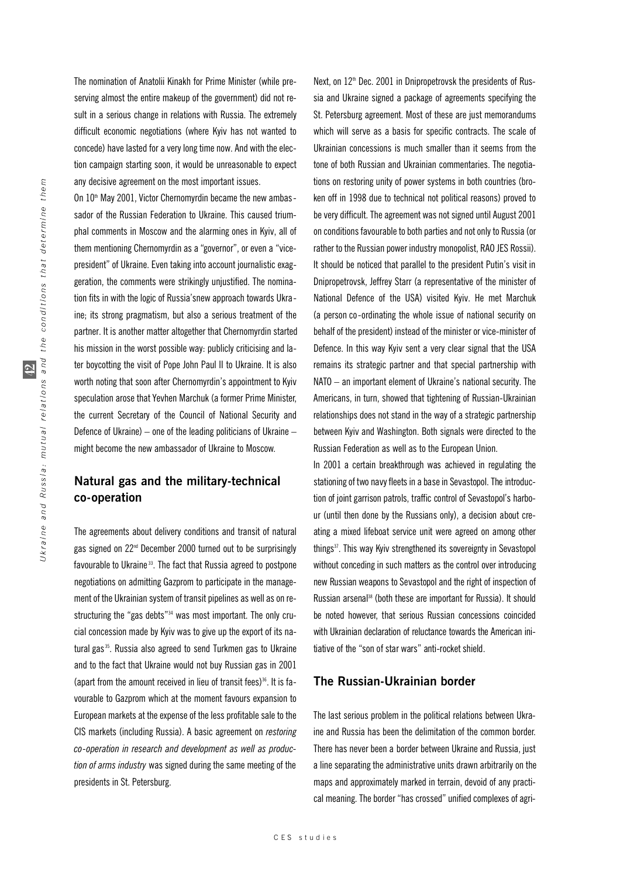The nomination of Anatolii Kinakh for Prime Minister (while preserving almost the entire makeup of the government) did not result in a serious change in relations with Russia. The extremely difficult economic negotiations (where Kyiv has not wanted to concede) have lasted for a very long time now. And with the election campaign starting soon, it would be unreasonable to expect any decisive agreement on the most important issues.

On 10th May 2001, Victor Chernomyrdin became the new ambassador of the Russian Federation to Ukraine. This caused triumphal comments in Moscow and the alarming ones in Kyiv, all of them mentioning Chernomyrdin as a "governor", or even a "vice-president" of Ukraine. Even taking into account journalistic exaggeration, the comments were strikingly unjustified. The nomination fits in with the logic of Russia'snew approach towards Ukraine; its strong pragmatism, but also a serious treatment of the partner. It is another matter altogether that Chernomyrdin started his mission in the worst possible way: publicly criticising and later boycotting the visit of Pope John Paul II to Ukraine. It is also worth noting that soon after Chernomyrdin's appointment to Kyiv speculation arose that Yevhen Marchuk (a former Prime Minister, the current Secretary of the Council of National Security and Defence of Ukraine) – one of the leading politicians of Ukraine – might become the new ambassador of Ukraine to Moscow.

## Natural gas and the military-technical co-operation

The agreements about delivery conditions and transit of natural gas signed on 22nd December 2000 turned out to be surprisingly favourable to Ukraine[33]. The fact that Russia agreed to postpone negotiations on admitting Gazprom to participate in the management of the Ukrainian system of transit pipelines as well as on restructuring the "gas debts"[34] was most important. The only crucial concession made by Kyiv was to give up the export of its natural gas[35]. Russia also agreed to send Turkmen gas to Ukraine and to the fact that Ukraine would not buy Russian gas in 2001 (apart from the amount received in lieu of transit fees)[36]. It is favourable to Gazprom which at the moment favours expansion to European markets at the expense of the less profitable sale to the CIS markets (including Russia). A basic agreement on *restoring co-operation in research and development as well as production of arms industry* was signed during the same meeting of the presidents in St. Petersburg.

Next, on 12th Dec. 2001 in Dnipropetrovsk the presidents of Russia and Ukraine signed a package of agreements specifying the St. Petersburg agreement. Most of these are just memorandums which will serve as a basis for specific contracts. The scale of Ukrainian concessions is much smaller than it seems from the tone of both Russian and Ukrainian commentaries. The negotiations on restoring unity of power systems in both countries (broken off in 1998 due to technical not political reasons) proved to be very difficult. The agreement was not signed until August 2001 on conditions favourable to both parties and not only to Russia (or rather to the Russian power industry monopolist, RAO JES Rossii). It should be noticed that parallel to the president Putin's visit in Dnipropetrovsk, Jeffrey Starr (a representative of the minister of National Defence of the USA) visited Kyiv. He met Marchuk (a person co-ordinating the whole issue of national security on behalf of the president) instead of the minister or vice-minister of Defence. In this way Kyiv sent a very clear signal that the USA remains its strategic partner and that special partnership with NATO – an important element of Ukraine's national security. The Americans, in turn, showed that tightening of Russian-Ukrainian relationships does not stand in the way of a strategic partnership between Kyiv and Washington. Both signals were directed to the Russian Federation as well as to the European Union.

In 2001 a certain breakthrough was achieved in regulating the stationing of two navy fleets in a base in Sevastopol. The introduction of joint garrison patrols, traffic control of Sevastopol's harbour (until then done by the Russians only), a decision about creating a mixed lifeboat service unit were agreed on among other things[37]. This way Kyiv strengthened its sovereignty in Sevastopol without conceding in such matters as the control over introducing new Russian weapons to Sevastopol and the right of inspection of Russian arsenal[38] (both these are important for Russia). It should be noted however, that serious Russian concessions coincided with Ukrainian declaration of reluctance towards the American initiative of the "son of star wars" anti-rocket shield.

## The Russian-Ukrainian border

The last serious problem in the political relations between Ukraine and Russia has been the delimitation of the common border. There has never been a border between Ukraine and Russia, just a line separating the administrative units drawn arbitrarily on the maps and approximately marked in terrain, devoid of any practical meaning. The border "has crossed" unified complexes of agri-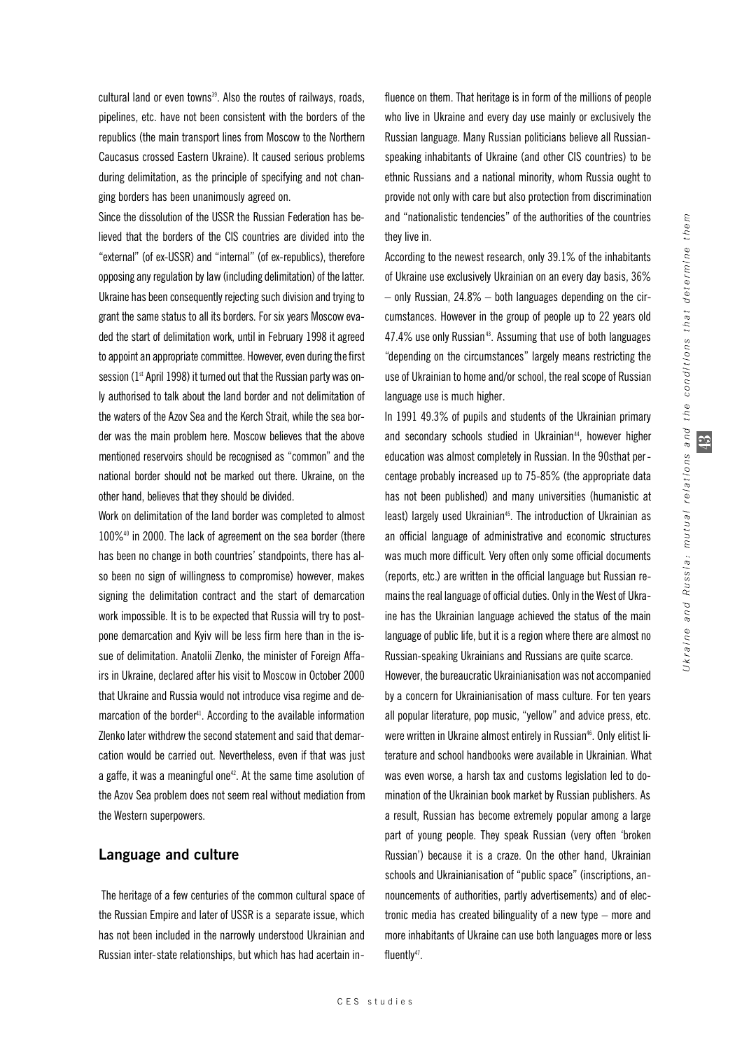cultural land or even towns[39]. Also the routes of railways, roads, pipelines, etc. have not been consistent with the borders of the republics (the main transport lines from Moscow to the Northern Caucasus crossed Eastern Ukraine). It caused serious problems during delimitation, as the principle of specifying and not changing borders has been unanimously agreed on.

Since the dissolution of the USSR the Russian Federation has believed that the borders of the CIS countries are divided into the "external" (of ex-USSR) and "internal" (of ex-republics), therefore opposing any regulation by law (including delimitation) of the latter. Ukraine has been consequently rejecting such division and trying to grant the same status to all its borders. For six years Moscow evaded the start of delimitation work, until in February 1998 it agreed to appoint an appropriate committee. However, even during the first session (1st April 1998) it turned out that the Russian party was only authorised to talk about the land border and not delimitation of the waters of the Azov Sea and the Kerch Strait, while the sea border was the main problem here. Moscow believes that the above mentioned reservoirs should be recognised as "common" and the national border should not be marked out there. Ukraine, on the other hand, believes that they should be divided.

Work on delimitation of the land border was completed to almost 100%[40] in 2000. The lack of agreement on the sea border (there has been no change in both countries' standpoints, there has also been no sign of willingness to compromise) however, makes signing the delimitation contract and the start of demarcation work impossible. It is to be expected that Russia will try to postpone demarcation and Kyiv will be less firm here than in the issue of delimitation. Anatolii Zlenko, the minister of Foreign Affairs in Ukraine, declared after his visit to Moscow in October 2000 that Ukraine and Russia would not introduce visa regime and demarcation of the border[41]. According to the available information Zlenko later withdrew the second statement and said that demarcation would be carried out. Nevertheless, even if that was just a gaffe, it was a meaningful one[42]. At the same time asolution of the Azov Sea problem does not seem real without mediation from the Western superpowers.

## Language and culture

The heritage of a few centuries of the common cultural space of the Russian Empire and later of USSR is a separate issue, which has not been included in the narrowly understood Ukrainian and Russian inter-state relationships, but which has had acertain influence on them. That heritage is in form of the millions of people who live in Ukraine and every day use mainly or exclusively the Russian language. Many Russian politicians believe all Russian-speaking inhabitants of Ukraine (and other CIS countries) to be ethnic Russians and a national minority, whom Russia ought to provide not only with care but also protection from discrimination and "nationalistic tendencies" of the authorities of the countries they live in.

According to the newest research, only 39.1% of the inhabitants of Ukraine use exclusively Ukrainian on an every day basis, 36% – only Russian, 24.8% – both languages depending on the circumstances. However in the group of people up to 22 years old 47.4% use only Russian[43]. Assuming that use of both languages "depending on the circumstances" largely means restricting the use of Ukrainian to home and/or school, the real scope of Russian language use is much higher.

In 1991 49.3% of pupils and students of the Ukrainian primary and secondary schools studied in Ukrainian[44], however higher education was almost completely in Russian. In the 90sthat percentage probably increased up to 75-85% (the appropriate data has not been published) and many universities (humanistic at least) largely used Ukrainian[45]. The introduction of Ukrainian as an official language of administrative and economic structures was much more difficult. Very often only some official documents (reports, etc.) are written in the official language but Russian remains the real language of official duties. Only in the West of Ukraine has the Ukrainian language achieved the status of the main language of public life, but it is a region where there are almost no Russian-speaking Ukrainians and Russians are quite scarce.

However, the bureaucratic Ukrainianisation was not accompanied by a concern for Ukrainianisation of mass culture. For ten years all popular literature, pop music, "yellow" and advice press, etc. were written in Ukraine almost entirely in Russian[46]. Only elitist literature and school handbooks were available in Ukrainian. What was even worse, a harsh tax and customs legislation led to domination of the Ukrainian book market by Russian publishers. As a result, Russian has become extremely popular among a large part of young people. They speak Russian (very often 'broken Russian') because it is a craze. On the other hand, Ukrainian schools and Ukrainianisation of "public space" (inscriptions, announcements of authorities, partly advertisements) and of electronic media has created bilinguality of a new type – more and more inhabitants of Ukraine can use both languages more or less fluently[47].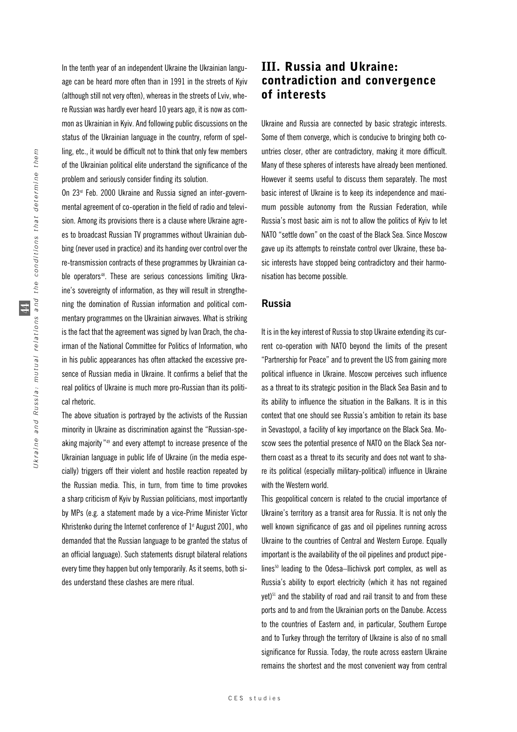In the tenth year of an independent Ukraine the Ukrainian language can be heard more often than in 1991 in the streets of Kyiv (although still not very often), whereas in the streets of Lviv, where Russian was hardly ever heard 10 years ago, it is now as common as Ukrainian in Kyiv. And following public discussions on the status of the Ukrainian language in the country, reform of spelling, etc., it would be difficult not to think that only few members of the Ukrainian political elite understand the significance of the problem and seriously consider finding its solution.

On 23rd Feb. 2000 Ukraine and Russia signed an inter-governmental agreement of co-operation in the field of radio and television. Among its provisions there is a clause where Ukraine agrees to broadcast Russian TV programmes without Ukrainian dubbing (never used in practice) and its handing over control over the re-transmission contracts of these programmes by Ukrainian cable operators[48]. These are serious concessions limiting Ukraine's sovereignty of information, as they will result in strengthening the domination of Russian information and political commentary programmes on the Ukrainian airwaves. What is striking is the fact that the agreement was signed by Ivan Drach, the chairman of the National Committee for Politics of Information, who in his public appearances has often attacked the excessive presence of Russian media in Ukraine. It confirms a belief that the real politics of Ukraine is much more pro-Russian than its political rhetoric.

The above situation is portrayed by the activists of the Russian minority in Ukraine as discrimination against the "Russian-speaking majority"[49] and every attempt to increase presence of the Ukrainian language in public life of Ukraine (in the media especially) triggers off their violent and hostile reaction repeated by the Russian media. This, in turn, from time to time provokes a sharp criticism of Kyiv by Russian politicians, most importantly by MPs (e.g. a statement made by a vice-Prime Minister Victor Khristenko during the Internet conference of 1st August 2001, who demanded that the Russian language to be granted the status of an official language). Such statements disrupt bilateral relations every time they happen but only temporarily. As it seems, both sides understand these clashes are mere ritual.

## III. Russia and Ukraine: contradiction and convergence of interests

Ukraine and Russia are connected by basic strategic interests. Some of them converge, which is conducive to bringing both countries closer, other are contradictory, making it more difficult. Many of these spheres of interests have already been mentioned. However it seems useful to discuss them separately. The most basic interest of Ukraine is to keep its independence and maximum possible autonomy from the Russian Federation, while Russia's most basic aim is not to allow the politics of Kyiv to let NATO "settle down" on the coast of the Black Sea. Since Moscow gave up its attempts to reinstate control over Ukraine, these basic interests have stopped being contradictory and their harmonisation has become possible.

### Russia

It is in the key interest of Russia to stop Ukraine extending its current co-operation with NATO beyond the limits of the present "Partnership for Peace" and to prevent the US from gaining more political influence in Ukraine. Moscow perceives such influence as a threat to its strategic position in the Black Sea Basin and to its ability to influence the situation in the Balkans. It is in this context that one should see Russia's ambition to retain its base in Sevastopol, a facility of key importance on the Black Sea. Moscow sees the potential presence of NATO on the Black Sea northern coast as a threat to its security and does not want to share its political (especially military-political) influence in Ukraine with the Western world.

This geopolitical concern is related to the crucial importance of Ukraine's territory as a transit area for Russia. It is not only the well known significance of gas and oil pipelines running across Ukraine to the countries of Central and Western Europe. Equally important is the availability of the oil pipelines and product pipelines[50] leading to the Odesa–Ilichivsk port complex, as well as Russia's ability to export electricity (which it has not regained yet)[51] and the stability of road and rail transit to and from these ports and to and from the Ukrainian ports on the Danube. Access to the countries of Eastern and, in particular, Southern Europe and to Turkey through the territory of Ukraine is also of no small significance for Russia. Today, the route across eastern Ukraine remains the shortest and the most convenient way from central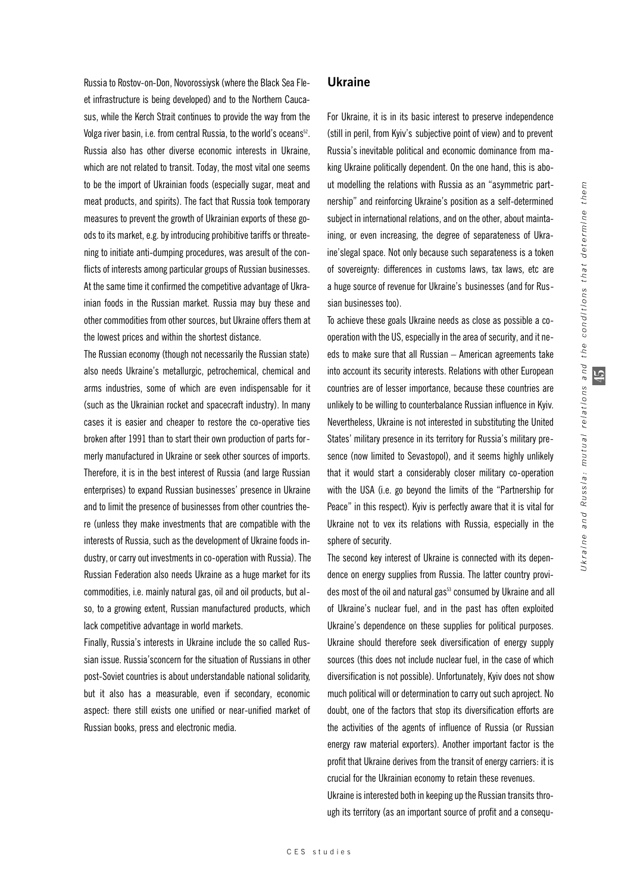Russia to Rostov-on-Don, Novorossiysk (where the Black Sea Fleet infrastructure is being developed) and to the Northern Caucasus, while the Kerch Strait continues to provide the way from the Volga river basin, i.e. from central Russia, to the world's oceans[52]. Russia also has other diverse economic interests in Ukraine, which are not related to transit. Today, the most vital one seems to be the import of Ukrainian foods (especially sugar, meat and meat products, and spirits). The fact that Russia took temporary measures to prevent the growth of Ukrainian exports of these goods to its market, e.g. by introducing prohibitive tariffs or threatening to initiate anti-dumping procedures, was aresult of the conflicts of interests among particular groups of Russian businesses. At the same time it confirmed the competitive advantage of Ukrainian foods in the Russian market. Russia may buy these and other commodities from other sources, but Ukraine offers them at the lowest prices and within the shortest distance.

The Russian economy (though not necessarily the Russian state) also needs Ukraine's metallurgic, petrochemical, chemical and arms industries, some of which are even indispensable for it (such as the Ukrainian rocket and spacecraft industry). In many cases it is easier and cheaper to restore the co-operative ties broken after 1991 than to start their own production of parts formerly manufactured in Ukraine or seek other sources of imports. Therefore, it is in the best interest of Russia (and large Russian enterprises) to expand Russian businesses' presence in Ukraine and to limit the presence of businesses from other countries there (unless they make investments that are compatible with the interests of Russia, such as the development of Ukraine foods industry, or carry out investments in co-operation with Russia). The Russian Federation also needs Ukraine as a huge market for its commodities, i.e. mainly natural gas, oil and oil products, but also, to a growing extent, Russian manufactured products, which lack competitive advantage in world markets.

Finally, Russia's interests in Ukraine include the so called Russian issue. Russia'sconcern for the situation of Russians in other post-Soviet countries is about understandable national solidarity, but it also has a measurable, even if secondary, economic aspect: there still exists one unified or near-unified market of Russian books, press and electronic media.

## Ukraine

For Ukraine, it is in its basic interest to preserve independence (still in peril, from Kyiv's subjective point of view) and to prevent Russia's inevitable political and economic dominance from making Ukraine politically dependent. On the one hand, this is about modelling the relations with Russia as an "asymmetric partnership" and reinforcing Ukraine's position as a self-determined subject in international relations, and on the other, about maintaining, or even increasing, the degree of separateness of Ukraine'slegal space. Not only because such separateness is a token of sovereignty: differences in customs laws, tax laws, etc are a huge source of revenue for Ukraine's businesses (and for Russian businesses too).

To achieve these goals Ukraine needs as close as possible a co-operation with the US, especially in the area of security, and it needs to make sure that all Russian – American agreements take into account its security interests. Relations with other European countries are of lesser importance, because these countries are unlikely to be willing to counterbalance Russian influence in Kyiv. Nevertheless, Ukraine is not interested in substituting the United States' military presence in its territory for Russia's military presence (now limited to Sevastopol), and it seems highly unlikely that it would start a considerably closer military co-operation with the USA (i.e. go beyond the limits of the "Partnership for Peace" in this respect). Kyiv is perfectly aware that it is vital for Ukraine not to vex its relations with Russia, especially in the sphere of security.

The second key interest of Ukraine is connected with its dependence on energy supplies from Russia. The latter country provides most of the oil and natural gas[53] consumed by Ukraine and all of Ukraine's nuclear fuel, and in the past has often exploited Ukraine's dependence on these supplies for political purposes. Ukraine should therefore seek diversification of energy supply sources (this does not include nuclear fuel, in the case of which diversification is not possible). Unfortunately, Kyiv does not show much political will or determination to carry out such aproject. No doubt, one of the factors that stop its diversification efforts are the activities of the agents of influence of Russia (or Russian energy raw material exporters). Another important factor is the profit that Ukraine derives from the transit of energy carriers: it is crucial for the Ukrainian economy to retain these revenues.

Ukraine is interested both in keeping up the Russian transits through its territory (as an important source of profit and a consequ-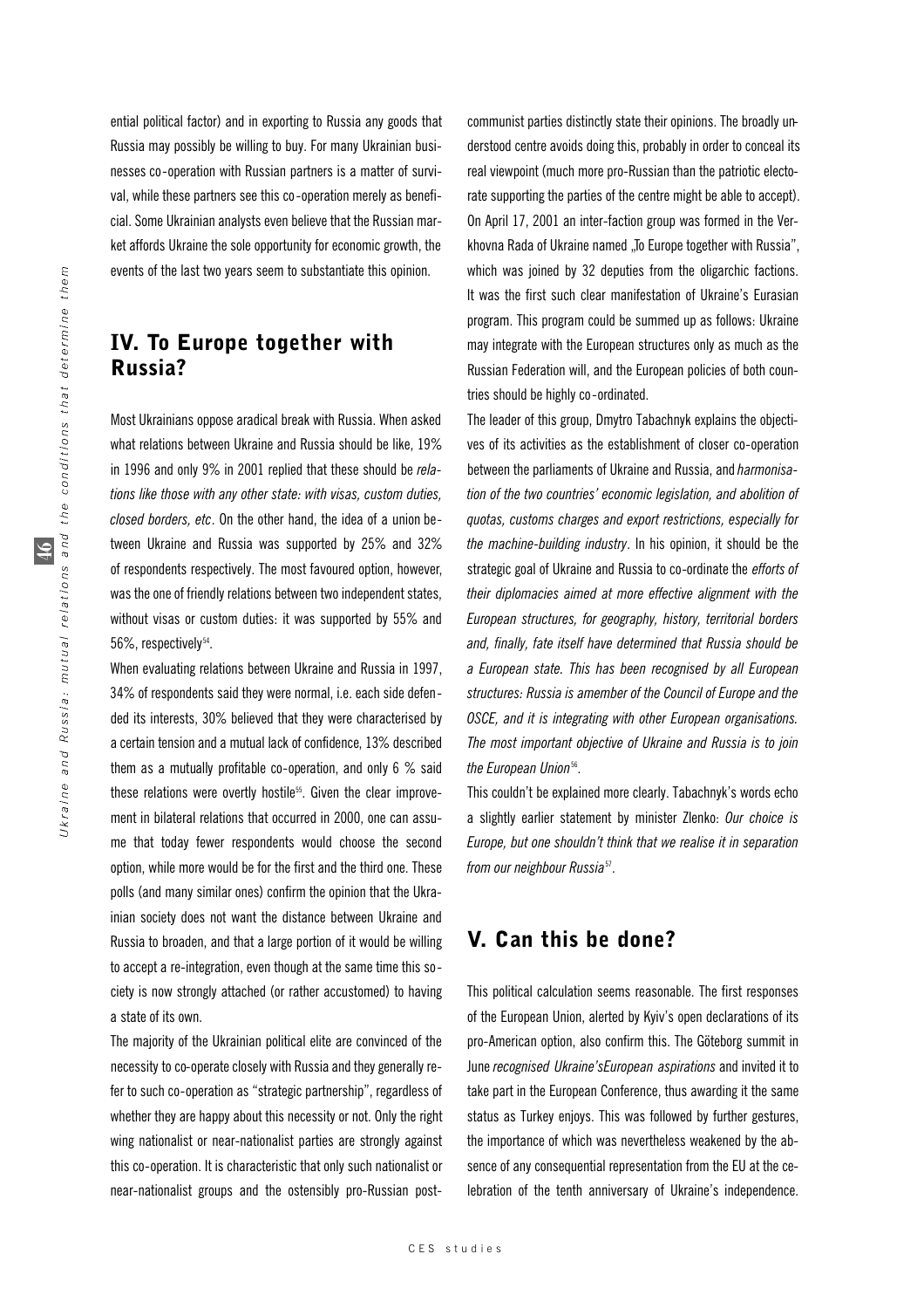ential political factor) and in exporting to Russia any goods that Russia may possibly be willing to buy. For many Ukrainian businesses co-operation with Russian partners is a matter of survival, while these partners see this co-operation merely as beneficial. Some Ukrainian analysts even believe that the Russian market affords Ukraine the sole opportunity for economic growth, the events of the last two years seem to substantiate this opinion.

## IV. To Europe together with Russia?

Most Ukrainians oppose aradical break with Russia. When asked what relations between Ukraine and Russia should be like, 19% in 1996 and only 9% in 2001 replied that these should be *relations like those with any other state: with visas, custom duties, closed borders, etc*. On the other hand, the idea of a union between Ukraine and Russia was supported by 25% and 32% of respondents respectively. The most favoured option, however, was the one of friendly relations between two independent states, without visas or custom duties: it was supported by 55% and 56%, respectively[54].

When evaluating relations between Ukraine and Russia in 1997, 34% of respondents said they were normal, i.e. each side defended its interests, 30% believed that they were characterised by a certain tension and a mutual lack of confidence, 13% described them as a mutually profitable co-operation, and only 6 % said these relations were overtly hostile[55]. Given the clear improvement in bilateral relations that occurred in 2000, one can assume that today fewer respondents would choose the second option, while more would be for the first and the third one. These polls (and many similar ones) confirm the opinion that the Ukrainian society does not want the distance between Ukraine and Russia to broaden, and that a large portion of it would be willing to accept a re-integration, even though at the same time this society is now strongly attached (or rather accustomed) to having a state of its own.

The majority of the Ukrainian political elite are convinced of the necessity to co-operate closely with Russia and they generally refer to such co-operation as "strategic partnership", regardless of whether they are happy about this necessity or not. Only the right wing nationalist or near-nationalist parties are strongly against this co-operation. It is characteristic that only such nationalist or near-nationalist groups and the ostensibly pro-Russian post-communist parties distinctly state their opinions. The broadly understood centre avoids doing this, probably in order to conceal its real viewpoint (much more pro-Russian than the patriotic electorate supporting the parties of the centre might be able to accept). On April 17, 2001 an inter-faction group was formed in the Verkhovna Rada of Ukraine named „To Europe together with Russia", which was joined by 32 deputies from the oligarchic factions. It was the first such clear manifestation of Ukraine's Eurasian program. This program could be summed up as follows: Ukraine may integrate with the European structures only as much as the Russian Federation will, and the European policies of both countries should be highly co-ordinated.

The leader of this group, Dmytro Tabachnyk explains the objectives of its activities as the establishment of closer co-operation between the parliaments of Ukraine and Russia, and *harmonisation of the two countries' economic legislation, and abolition of quotas, customs charges and export restrictions, especially for the machine-building industry*. In his opinion, it should be the strategic goal of Ukraine and Russia to co-ordinate the *efforts of their diplomacies aimed at more effective alignment with the European structures, for geography, history, territorial borders and, finally, fate itself have determined that Russia should be a European state. This has been recognised by all European structures: Russia is amember of the Council of Europe and the OSCE, and it is integrating with other European organisations. The most important objective of Ukraine and Russia is to join the European Union*[56].

This couldn't be explained more clearly. Tabachnyk's words echo a slightly earlier statement by minister Zlenko: *Our choice is Europe, but one shouldn't think that we realise it in separation from our neighbour Russia*[57].

## V. Can this be done?

This political calculation seems reasonable. The first responses of the European Union, alerted by Kyiv's open declarations of its pro-American option, also confirm this. The Göteborg summit in June *recognised Ukraine'sEuropean aspirations* and invited it to take part in the European Conference, thus awarding it the same status as Turkey enjoys. This was followed by further gestures, the importance of which was nevertheless weakened by the absence of any consequential representation from the EU at the celebration of the tenth anniversary of Ukraine's independence.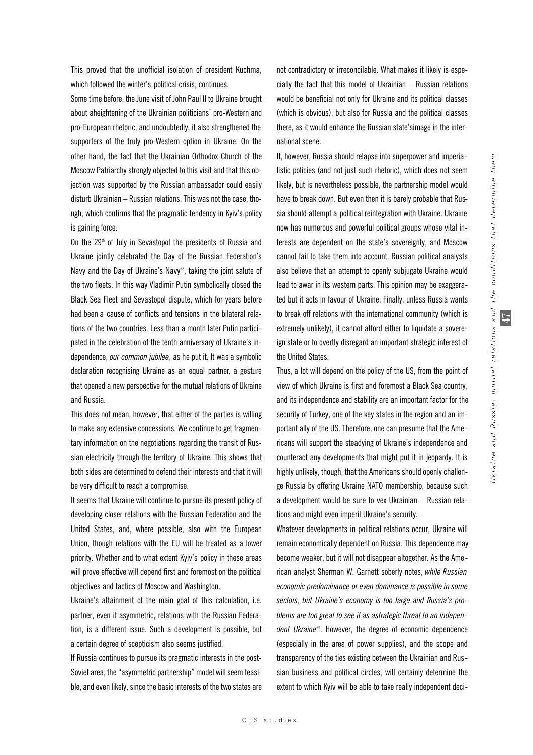This proved that the unofficial isolation of president Kuchma, which followed the winter's political crisis, continues.

Some time before, the June visit of John Paul II to Ukraine brought about aheightening of the Ukrainian politicians' pro-Western and pro-European rhetoric, and undoubtedly, it also strengthened the supporters of the truly pro-Western option in Ukraine. On the other hand, the fact that the Ukrainian Orthodox Church of the Moscow Patriarchy strongly objected to this visit and that this objection was supported by the Russian ambassador could easily disturb Ukrainian – Russian relations. This was not the case, though, which confirms that the pragmatic tendency in Kyiv's policy is gaining force.

On the 29th of July in Sevastopol the presidents of Russia and Ukraine jointly celebrated the Day of the Russian Federation's Navy and the Day of Ukraine's Navy[58], taking the joint salute of the two fleets. In this way Vladimir Putin symbolically closed the Black Sea Fleet and Sevastopol dispute, which for years before had been a cause of conflicts and tensions in the bilateral relations of the two countries. Less than a month later Putin participated in the celebration of the tenth anniversary of Ukraine's independence, *our common jubilee*, as he put it. It was a symbolic declaration recognising Ukraine as an equal partner, a gesture that opened a new perspective for the mutual relations of Ukraine and Russia.

This does not mean, however, that either of the parties is willing to make any extensive concessions. We continue to get fragmentary information on the negotiations regarding the transit of Russian electricity through the territory of Ukraine. This shows that both sides are determined to defend their interests and that it will be very difficult to reach a compromise.

It seems that Ukraine will continue to pursue its present policy of developing closer relations with the Russian Federation and the United States, and, where possible, also with the European Union, though relations with the EU will be treated as a lower priority. Whether and to what extent Kyiv's policy in these areas will prove effective will depend first and foremost on the political objectives and tactics of Moscow and Washington.

Ukraine's attainment of the main goal of this calculation, i.e. partner, even if asymmetric, relations with the Russian Federation, is a different issue. Such a development is possible, but a certain degree of scepticism also seems justified.

If Russia continues to pursue its pragmatic interests in the post-Soviet area, the "asymmetric partnership" model will seem feasible, and even likely, since the basic interests of the two states are not contradictory or irreconcilable. What makes it likely is especially the fact that this model of Ukrainian – Russian relations would be beneficial not only for Ukraine and its political classes (which is obvious), but also for Russia and the political classes there, as it would enhance the Russian state'simage in the international scene.

If, however, Russia should relapse into superpower and imperialistic policies (and not just such rhetoric), which does not seem likely, but is nevertheless possible, the partnership model would have to break down. But even then it is barely probable that Russia should attempt a political reintegration with Ukraine. Ukraine now has numerous and powerful political groups whose vital interests are dependent on the state's sovereignty, and Moscow cannot fail to take them into account. Russian political analysts also believe that an attempt to openly subjugate Ukraine would lead to awar in its western parts. This opinion may be exaggerated but it acts in favour of Ukraine. Finally, unless Russia wants to break off relations with the international community (which is extremely unlikely), it cannot afford either to liquidate a sovereign state or to overtly disregard an important strategic interest of the United States.

Thus, a lot will depend on the policy of the US, from the point of view of which Ukraine is first and foremost a Black Sea country, and its independence and stability are an important factor for the security of Turkey, one of the key states in the region and an important ally of the US. Therefore, one can presume that the Americans will support the steadying of Ukraine's independence and counteract any developments that might put it in jeopardy. It is highly unlikely, though, that the Americans should openly challenge Russia by offering Ukraine NATO membership, because such a development would be sure to vex Ukrainian – Russian relations and might even imperil Ukraine's security.

Whatever developments in political relations occur, Ukraine will remain economically dependent on Russia. This dependence may become weaker, but it will not disappear altogether. As the American analyst Sherman W. Garnett soberly notes, *while Russian economic predominance or even dominance is possible in some sectors, but Ukraine's economy is too large and Russia's problems are too great to see it as astrategic threat to an independent Ukraine*[59]. However, the degree of economic dependence (especially in the area of power supplies), and the scope and transparency of the ties existing between the Ukrainian and Russian business and political circles, will certainly determine the extent to which Kyiv will be able to take really independent deci-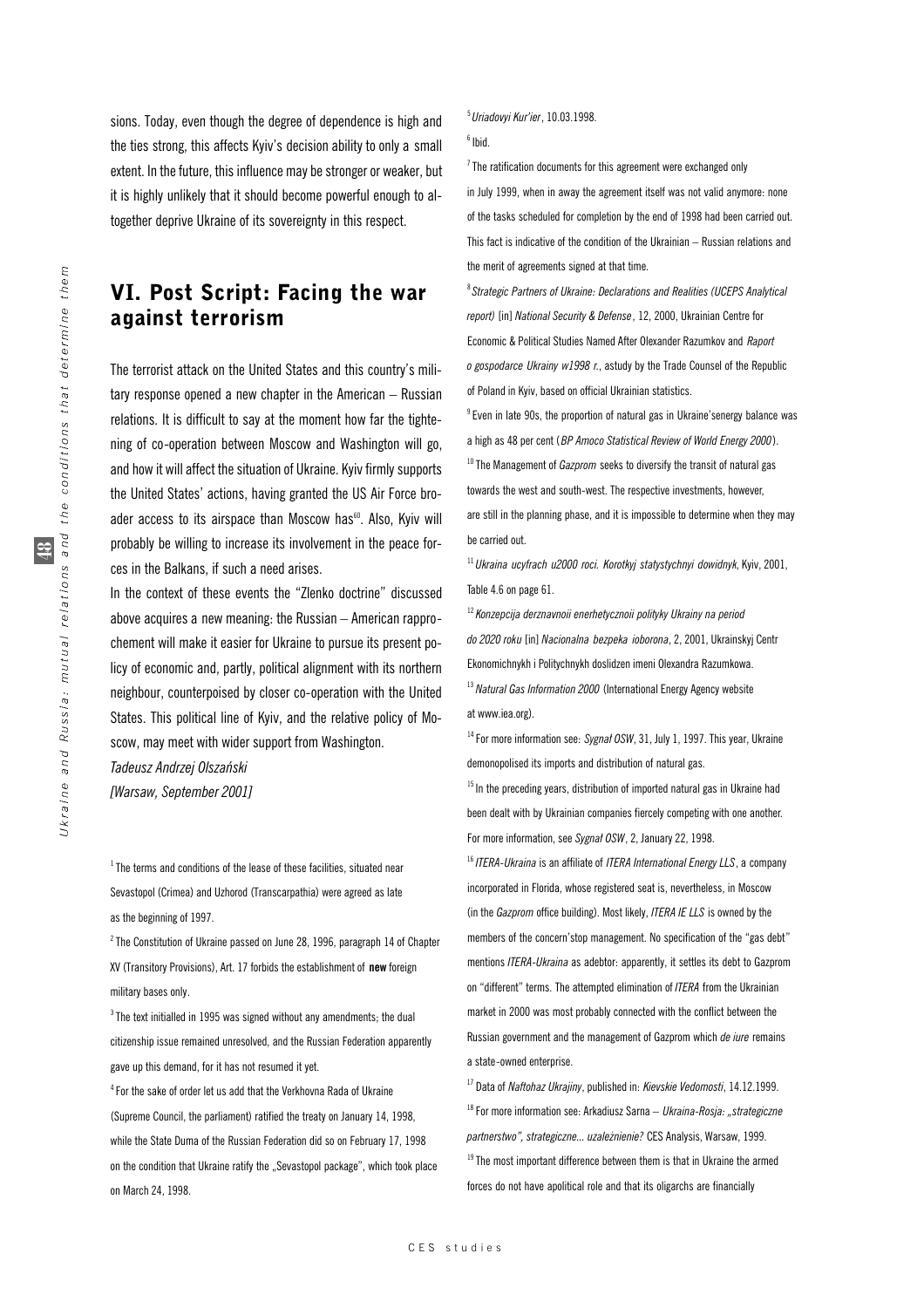sions. Today, even though the degree of dependence is high and the ties strong, this affects Kyiv's decision ability to only a small extent. In the future, this influence may be stronger or weaker, but it is highly unlikely that it should become powerful enough to altogether deprive Ukraine of its sovereignty in this respect.

## VI. Post Script: Facing the war against terrorism

The terrorist attack on the United States and this country's military response opened a new chapter in the American – Russian relations. It is difficult to say at the moment how far the tightening of co-operation between Moscow and Washington will go, and how it will affect the situation of Ukraine. Kyiv firmly supports the United States' actions, having granted the US Air Force broader access to its airspace than Moscow has[60]. Also, Kyiv will probably be willing to increase its involvement in the peace forces in the Balkans, if such a need arises.

In the context of these events the "Zlenko doctrine" discussed above acquires a new meaning: the Russian – American rapprochement will make it easier for Ukraine to pursue its present policy of economic and, partly, political alignment with its northern neighbour, counterpoised by closer co-operation with the United States. This political line of Kyiv, and the relative policy of Moscow, may meet with wider support from Washington.

*Tadeusz Andrzej Olszański*

*[Warsaw, September 2001]*

---

[1] The terms and conditions of the lease of these facilities, situated near Sevastopol (Crimea) and Uzhorod (Transcarpathia) were agreed as late as the beginning of 1997.

[2] The Constitution of Ukraine passed on June 28, 1996, paragraph 14 of Chapter XV (Transitory Provisions), Art. 17 forbids the establishment of **new** foreign military bases only.

[3] The text initialled in 1995 was signed without any amendments; the dual citizenship issue remained unresolved, and the Russian Federation apparently gave up this demand, for it has not resumed it yet.

[4] For the sake of order let us add that the Verkhovna Rada of Ukraine (Supreme Council, the parliament) ratified the treaty on January 14, 1998, while the State Duma of the Russian Federation did so on February 17, 1998 on the condition that Ukraine ratify the „Sevastopol package", which took place on March 24, 1998.

[5] *Uriadovyi Kur'ier*, 10.03.1998.

[6] Ibid.

[7] The ratification documents for this agreement were exchanged only in July 1999, when in away the agreement itself was not valid anymore: none of the tasks scheduled for completion by the end of 1998 had been carried out. This fact is indicative of the condition of the Ukrainian – Russian relations and the merit of agreements signed at that time.

[8] *Strategic Partners of Ukraine: Declarations and Realities (UCEPS Analytical report)* [in] *National Security & Defense*, 12, 2000, Ukrainian Centre for Economic & Political Studies Named After Olexander Razumkov and *Raport o gospodarce Ukrainy w1998 r.*, astudy by the Trade Counsel of the Republic of Poland in Kyiv, based on official Ukrainian statistics.

[9] Even in late 90s, the proportion of natural gas in Ukraine'senergy balance was a high as 48 per cent (*BP Amoco Statistical Review of World Energy 2000*).

[10] The Management of *Gazprom* seeks to diversify the transit of natural gas towards the west and south-west. The respective investments, however, are still in the planning phase, and it is impossible to determine when they may be carried out.

[11] *Ukraina ucyfrach u2000 roci. Korotkyj statystychnyi dowidnyk*, Kyiv, 2001, Table 4.6 on page 61.

[12] *Konzepcija derznavnoii enerhetycznoii polityky Ukrainy na period do 2020 roku* [in] *Nacionalna bezpeka ioborona*, 2, 2001, Ukrainskyj Centr Ekonomichnykh i Politychnykh doslidzen imeni Olexandra Razumkowa.

[13] *Natural Gas Information 2000* (International Energy Agency website at www.iea.org).

[14] For more information see: *Sygnał OSW*, 31, July 1, 1997. This year, Ukraine demonopolised its imports and distribution of natural gas.

[15] In the preceding years, distribution of imported natural gas in Ukraine had been dealt with by Ukrainian companies fiercely competing with one another. For more information, see *Sygnał OSW*, 2, January 22, 1998.

[16] *ITERA-Ukraina* is an affiliate of *ITERA International Energy LLS*, a company incorporated in Florida, whose registered seat is, nevertheless, in Moscow (in the *Gazprom* office building). Most likely, *ITERA IE LLS* is owned by the members of the concern'stop management. No specification of the "gas debt" mentions *ITERA-Ukraina* as adebtor: apparently, it settles its debt to Gazprom on "different" terms. The attempted elimination of *ITERA* from the Ukrainian market in 2000 was most probably connected with the conflict between the Russian government and the management of Gazprom which *de iure* remains a state-owned enterprise.

[17] Data of *Naftohaz Ukrajiny*, published in: *Kievskie Vedomosti*, 14.12.1999.

[18] For more information see: Arkadiusz Sarna – *Ukraina-Rosja: „strategiczne partnerstwo", strategiczne... uzależnienie?* CES Analysis, Warsaw, 1999.

[19] The most important difference between them is that in Ukraine the armed forces do not have apolitical role and that its oligarchs are financially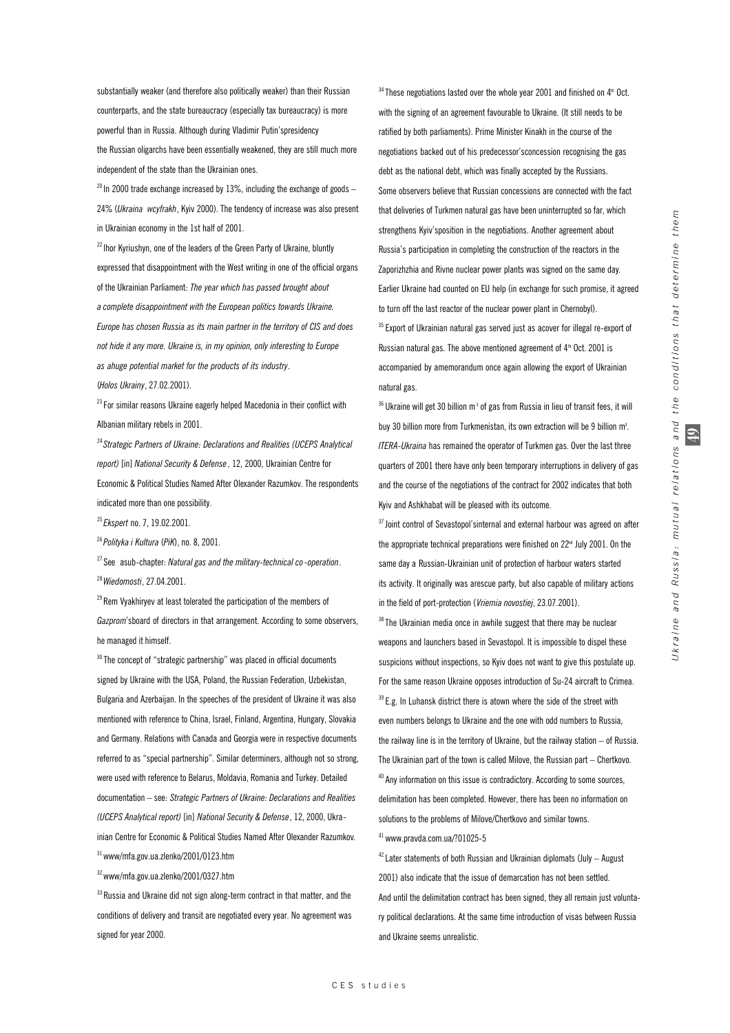substantially weaker (and therefore also politically weaker) than their Russian counterparts, and the state bureaucracy (especially tax bureaucracy) is more powerful than in Russia. Although during Vladimir Putin'spresidency the Russian oligarchs have been essentially weakened, they are still much more independent of the state than the Ukrainian ones.

[20] In 2000 trade exchange increased by 13%, including the exchange of goods – 24% (*Ukraina wcyfrakh*, Kyiv 2000). The tendency of increase was also present in Ukrainian economy in the 1st half of 2001.

[22] Ihor Kyriushyn, one of the leaders of the Green Party of Ukraine, bluntly expressed that disappointment with the West writing in one of the official organs of the Ukrainian Parliament: *The year which has passed brought about a complete disappointment with the European politics towards Ukraine. Europe has chosen Russia as its main partner in the territory of CIS and does not hide it any more. Ukraine is, in my opinion, only interesting to Europe as ahuge potential market for the products of its industry*. (*Holos Ukrainy*, 27.02.2001).

[23] For similar reasons Ukraine eagerly helped Macedonia in their conflict with Albanian military rebels in 2001.

[24] *Strategic Partners of Ukraine: Declarations and Realities (UCEPS Analytical report)* [in] *National Security & Defense*, 12, 2000, Ukrainian Centre for Economic & Political Studies Named After Olexander Razumkov. The respondents indicated more than one possibility.

[25] *Ekspert* no. 7, 19.02.2001.

[26] *Polityka i Kultura* (*PiK*), no. 8, 2001.

[27] See asub-chapter: *Natural gas and the military-technical co-operation*.

[28] *Wiedomosti*, 27.04.2001.

[29] Rem Vyakhiryev at least tolerated the participation of the members of *Gazprom*'sboard of directors in that arrangement. According to some observers, he managed it himself.

[30] The concept of "strategic partnership" was placed in official documents signed by Ukraine with the USA, Poland, the Russian Federation, Uzbekistan, Bulgaria and Azerbaijan. In the speeches of the president of Ukraine it was also mentioned with reference to China, Israel, Finland, Argentina, Hungary, Slovakia and Germany. Relations with Canada and Georgia were in respective documents referred to as "special partnership". Similar determiners, although not so strong, were used with reference to Belarus, Moldavia, Romania and Turkey. Detailed documentation – see: *Strategic Partners of Ukraine: Declarations and Realities (UCEPS Analytical report)* [in] *National Security & Defense*, 12, 2000, Ukrainian Centre for Economic & Political Studies Named After Olexander Razumkov.

[31] www/mfa.gov.ua.zlenko/2001/0123.htm

[32] www/mfa.gov.ua.zlenko/2001/0327.htm

[33] Russia and Ukraine did not sign along-term contract in that matter, and the conditions of delivery and transit are negotiated every year. No agreement was signed for year 2000.

[34] These negotiations lasted over the whole year 2001 and finished on 4th Oct. with the signing of an agreement favourable to Ukraine. (It still needs to be ratified by both parliaments). Prime Minister Kinakh in the course of the negotiations backed out of his predecessor'sconcession recognising the gas debt as the national debt, which was finally accepted by the Russians. Some observers believe that Russian concessions are connected with the fact that deliveries of Turkmen natural gas have been uninterrupted so far, which strengthens Kyiv'sposition in the negotiations. Another agreement about Russia's participation in completing the construction of the reactors in the Zaporizhzhia and Rivne nuclear power plants was signed on the same day. Earlier Ukraine had counted on EU help (in exchange for such promise, it agreed to turn off the last reactor of the nuclear power plant in Chernobyl).

[35] Export of Ukrainian natural gas served just as acover for illegal re-export of Russian natural gas. The above mentioned agreement of 4th Oct. 2001 is accompanied by amemorandum once again allowing the export of Ukrainian natural gas.

[36] Ukraine will get 30 billion $m^3$ of gas from Russia in lieu of transit fees, it will buy 30 billion more from Turkmenistan, its own extraction will be 9 billion $m^3$. *ITERA-Ukraina* has remained the operator of Turkmen gas. Over the last three quarters of 2001 there have only been temporary interruptions in delivery of gas and the course of the negotiations of the contract for 2002 indicates that both Kyiv and Ashkhabat will be pleased with its outcome.

[37] Joint control of Sevastopol'sinternal and external harbour was agreed on after the appropriate technical preparations were finished on 22nd July 2001. On the same day a Russian-Ukrainian unit of protection of harbour waters started its activity. It originally was arescue party, but also capable of military actions in the field of port-protection (*Vriemia novostiej*, 23.07.2001).

[38] The Ukrainian media once in awhile suggest that there may be nuclear weapons and launchers based in Sevastopol. It is impossible to dispel these suspicions without inspections, so Kyiv does not want to give this postulate up. For the same reason Ukraine opposes introduction of Su-24 aircraft to Crimea.

[39] E.g. In Luhansk district there is atown where the side of the street with even numbers belongs to Ukraine and the one with odd numbers to Russia, the railway line is in the territory of Ukraine, but the railway station – of Russia. The Ukrainian part of the town is called Milove, the Russian part – Chertkovo.

[40] Any information on this issue is contradictory. According to some sources, delimitation has been completed. However, there has been no information on solutions to the problems of Milove/Chertkovo and similar towns.

[41] www.pravda.com.ua/?01025-5

[42] Later statements of both Russian and Ukrainian diplomats (July – August 2001) also indicate that the issue of demarcation has not been settled. And until the delimitation contract has been signed, they all remain just voluntary political declarations. At the same time introduction of visas between Russia and Ukraine seems unrealistic.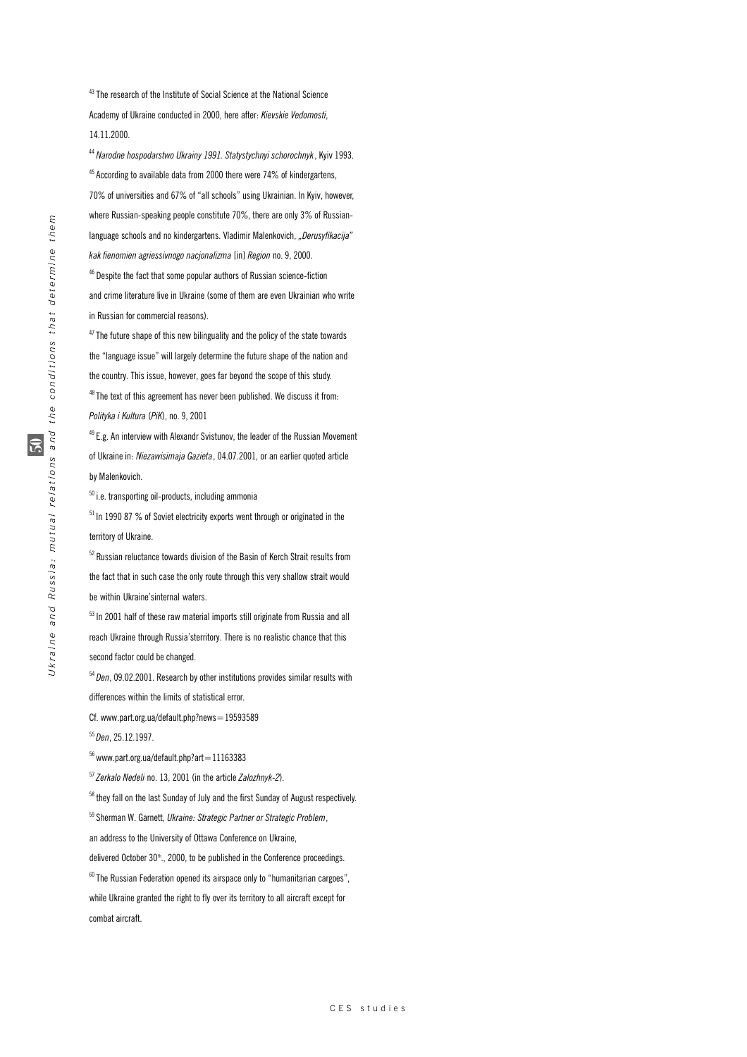[43] The research of the Institute of Social Science at the National Science Academy of Ukraine conducted in 2000, here after: *Kievskie Vedomosti*, 14.11.2000.

[44] *Narodne hospodarstwo Ukrainy 1991. Statystychnyi schorochnyk*, Kyiv 1993.

[45] According to available data from 2000 there were 74% of kindergartens, 70% of universities and 67% of "all schools" using Ukrainian. In Kyiv, however, where Russian-speaking people constitute 70%, there are only 3% of Russian-language schools and no kindergartens. Vladimir Malenkovich, *„Derusyfikacija" kak fienomien agriessivnogo nacjonalizma* [in] *Region* no. 9, 2000.

[46] Despite the fact that some popular authors of Russian science-fiction and crime literature live in Ukraine (some of them are even Ukrainian who write in Russian for commercial reasons).

[47] The future shape of this new bilinguality and the policy of the state towards the "language issue" will largely determine the future shape of the nation and the country. This issue, however, goes far beyond the scope of this study.

[48] The text of this agreement has never been published. We discuss it from: *Polityka i Kultura* (*PiK*), no. 9, 2001

[49] E.g. An interview with Alexandr Svistunov, the leader of the Russian Movement of Ukraine in: *Niezawisimaja Gazieta*, 04.07.2001, or an earlier quoted article by Malenkovich.

[50] i.e. transporting oil-products, including ammonia

[51] In 1990 87 % of Soviet electricity exports went through or originated in the territory of Ukraine.

[52] Russian reluctance towards division of the Basin of Kerch Strait results from the fact that in such case the only route through this very shallow strait would be within Ukraine'sinternal waters.

[53] In 2001 half of these raw material imports still originate from Russia and all reach Ukraine through Russia'sterritory. There is no realistic chance that this second factor could be changed.

[54] *Den*, 09.02.2001. Research by other institutions provides similar results with differences within the limits of statistical error.

Cf. www.part.org.ua/default.php?news=19593589

[55] *Den*, 25.12.1997.

[56] www.part.org.ua/default.php?art=11163383

[57] *Zerkalo Nedeli* no. 13, 2001 (in the article *Zalozhnyk-2*).

[58] they fall on the last Sunday of July and the first Sunday of August respectively.

[59] Sherman W. Garnett, *Ukraine: Strategic Partner or Strategic Problem*, an address to the University of Ottawa Conference on Ukraine, delivered October 30th., 2000, to be published in the Conference proceedings.

[60] The Russian Federation opened its airspace only to "humanitarian cargoes", while Ukraine granted the right to fly over its territory to all aircraft except for combat aircraft.